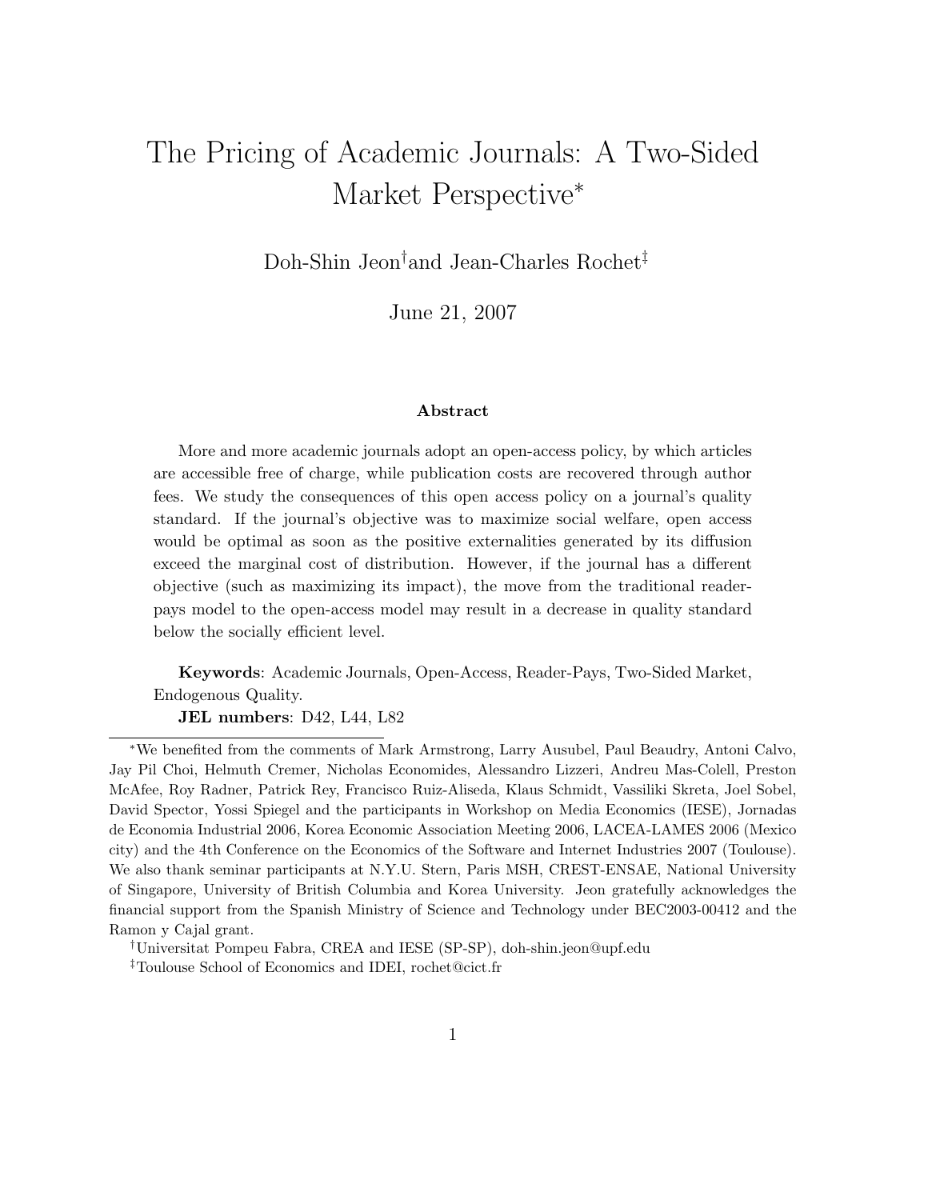# The Pricing of Academic Journals: A Two-Sided Market Perspective*

Doh-Shin Jeon[†] and Jean-Charles Rochet[‡]

June 21, 2007

### Abstract

More and more academic journals adopt an open-access policy, by which articles are accessible free of charge, while publication costs are recovered through author fees. We study the consequences of this open access policy on a journal's quality standard. If the journal's objective was to maximize social welfare, open access would be optimal as soon as the positive externalities generated by its diffusion exceed the marginal cost of distribution. However, if the journal has a different objective (such as maximizing its impact), the move from the traditional reader-pays model to the open-access model may result in a decrease in quality standard below the socially efficient level.

**Keywords**: Academic Journals, Open-Access, Reader-Pays, Two-Sided Market, Endogenous Quality.

**JEL numbers**: D42, L44, L82

---

*We benefited from the comments of Mark Armstrong, Larry Ausubel, Paul Beaudry, Antoni Calvo, Jay Pil Choi, Helmuth Cremer, Nicholas Economides, Alessandro Lizzeri, Andreu Mas-Colell, Preston McAfee, Roy Radner, Patrick Rey, Francisco Ruiz-Aliseda, Klaus Schmidt, Vassiliki Skreta, Joel Sobel, David Spector, Yossi Spiegel and the participants in Workshop on Media Economics (IESE), Jornadas de Economia Industrial 2006, Korea Economic Association Meeting 2006, LACEA-LAMES 2006 (Mexico city) and the 4th Conference on the Economics of the Software and Internet Industries 2007 (Toulouse). We also thank seminar participants at N.Y.U. Stern, Paris MSH, CREST-ENSAE, National University of Singapore, University of British Columbia and Korea University. Jeon gratefully acknowledges the financial support from the Spanish Ministry of Science and Technology under BEC2003-00412 and the Ramon y Cajal grant.

[†] Universitat Pompeu Fabra, CREA and IESE (SP-SP), doh-shin.jeon@upf.edu

[‡] Toulouse School of Economics and IDEI, rochet@cict.fr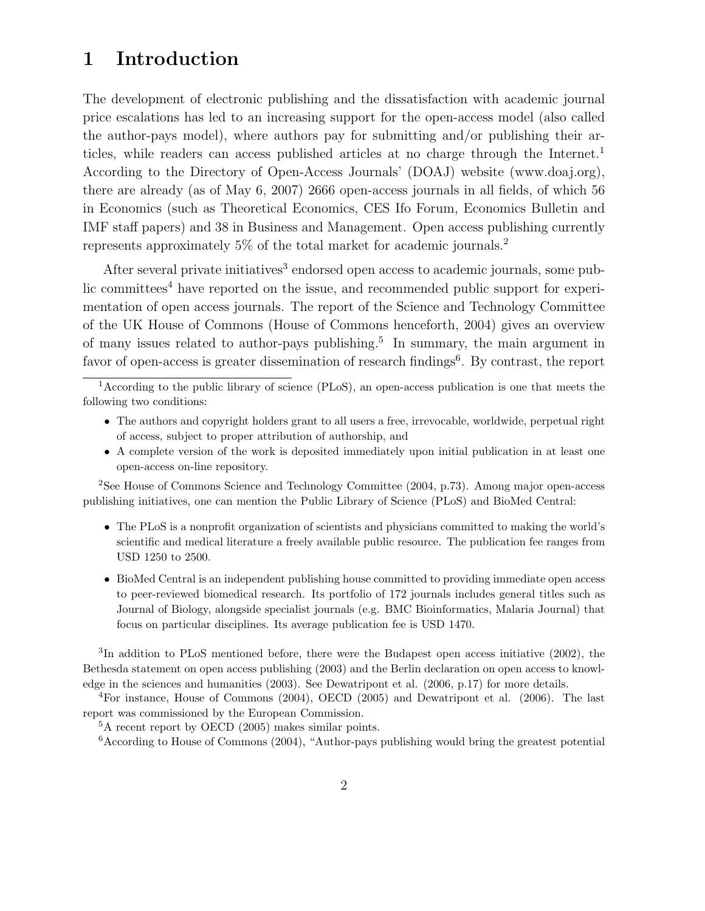# 1 Introduction

The development of electronic publishing and the dissatisfaction with academic journal price escalations has led to an increasing support for the open-access model (also called the author-pays model), where authors pay for submitting and/or publishing their articles, while readers can access published articles at no charge through the Internet.[1] According to the Directory of Open-Access Journals' (DOAJ) website (www.doaj.org), there are already (as of May 6, 2007) 2666 open-access journals in all fields, of which 56 in Economics (such as Theoretical Economics, CES Ifo Forum, Economics Bulletin and IMF staff papers) and 38 in Business and Management. Open access publishing currently represents approximately 5% of the total market for academic journals.[2]

After several private initiatives[3] endorsed open access to academic journals, some public committees[4] have reported on the issue, and recommended public support for experimentation of open access journals. The report of the Science and Technology Committee of the UK House of Commons (House of Commons henceforth, 2004) gives an overview of many issues related to author-pays publishing.[5] In summary, the main argument in favor of open-access is greater dissemination of research findings[6]. By contrast, the report

---

[1] According to the public library of science (PLoS), an open-access publication is one that meets the following two conditions:

- The authors and copyright holders grant to all users a free, irrevocable, worldwide, perpetual right of access, subject to proper attribution of authorship, and
- A complete version of the work is deposited immediately upon initial publication in at least one open-access on-line repository.

[2] See House of Commons Science and Technology Committee (2004, p.73). Among major open-access publishing initiatives, one can mention the Public Library of Science (PLoS) and BioMed Central:

- The PLoS is a nonprofit organization of scientists and physicians committed to making the world's scientific and medical literature a freely available public resource. The publication fee ranges from USD 1250 to 2500.
- BioMed Central is an independent publishing house committed to providing immediate open access to peer-reviewed biomedical research. Its portfolio of 172 journals includes general titles such as Journal of Biology, alongside specialist journals (e.g. BMC Bioinformatics, Malaria Journal) that focus on particular disciplines. Its average publication fee is USD 1470.

[3] In addition to PLoS mentioned before, there were the Budapest open access initiative (2002), the Bethesda statement on open access publishing (2003) and the Berlin declaration on open access to knowledge in the sciences and humanities (2003). See Dewatripont et al. (2006, p.17) for more details.

[4] For instance, House of Commons (2004), OECD (2005) and Dewatripont et al. (2006). The last report was commissioned by the European Commission.

[5] A recent report by OECD (2005) makes similar points.

[6] According to House of Commons (2004), "Author-pays publishing would bring the greatest potential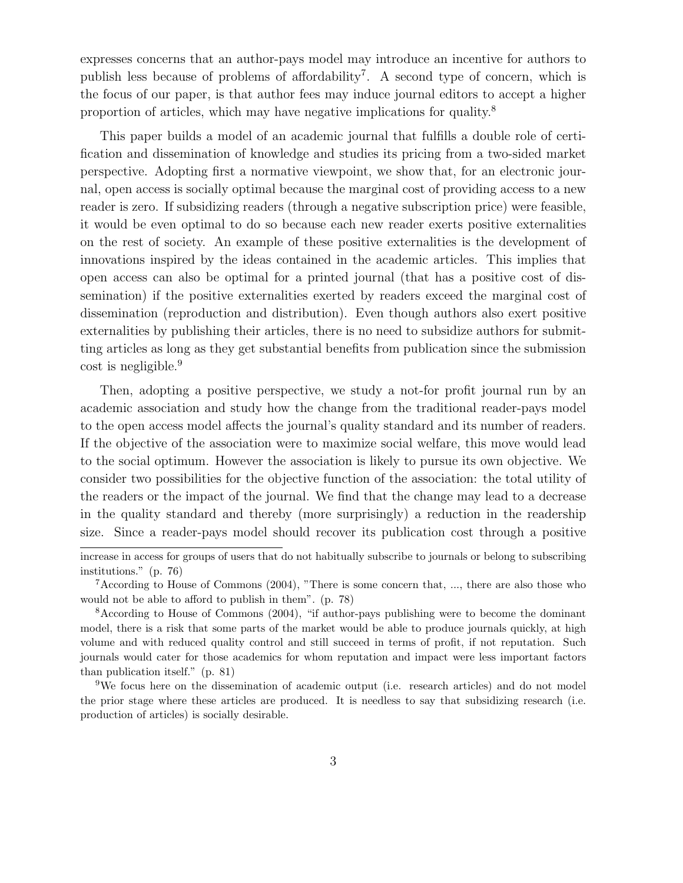expresses concerns that an author-pays model may introduce an incentive for authors to publish less because of problems of affordability[7]. A second type of concern, which is the focus of our paper, is that author fees may induce journal editors to accept a higher proportion of articles, which may have negative implications for quality.[8]

This paper builds a model of an academic journal that fulfills a double role of certification and dissemination of knowledge and studies its pricing from a two-sided market perspective. Adopting first a normative viewpoint, we show that, for an electronic journal, open access is socially optimal because the marginal cost of providing access to a new reader is zero. If subsidizing readers (through a negative subscription price) were feasible, it would be even optimal to do so because each new reader exerts positive externalities on the rest of society. An example of these positive externalities is the development of innovations inspired by the ideas contained in the academic articles. This implies that open access can also be optimal for a printed journal (that has a positive cost of dissemination) if the positive externalities exerted by readers exceed the marginal cost of dissemination (reproduction and distribution). Even though authors also exert positive externalities by publishing their articles, there is no need to subsidize authors for submitting articles as long as they get substantial benefits from publication since the submission cost is negligible.[9]

Then, adopting a positive perspective, we study a not-for profit journal run by an academic association and study how the change from the traditional reader-pays model to the open access model affects the journal's quality standard and its number of readers. If the objective of the association were to maximize social welfare, this move would lead to the social optimum. However the association is likely to pursue its own objective. We consider two possibilities for the objective function of the association: the total utility of the readers or the impact of the journal. We find that the change may lead to a decrease in the quality standard and thereby (more surprisingly) a reduction in the readership size. Since a reader-pays model should recover its publication cost through a positive

---

increase in access for groups of users that do not habitually subscribe to journals or belong to subscribing institutions." (p. 76)

[7] According to House of Commons (2004), "There is some concern that, ..., there are also those who would not be able to afford to publish in them". (p. 78)

[8] According to House of Commons (2004), "if author-pays publishing were to become the dominant model, there is a risk that some parts of the market would be able to produce journals quickly, at high volume and with reduced quality control and still succeed in terms of profit, if not reputation. Such journals would cater for those academics for whom reputation and impact were less important factors than publication itself." (p. 81)

[9] We focus here on the dissemination of academic output (i.e. research articles) and do not model the prior stage where these articles are produced. It is needless to say that subsidizing research (i.e. production of articles) is socially desirable.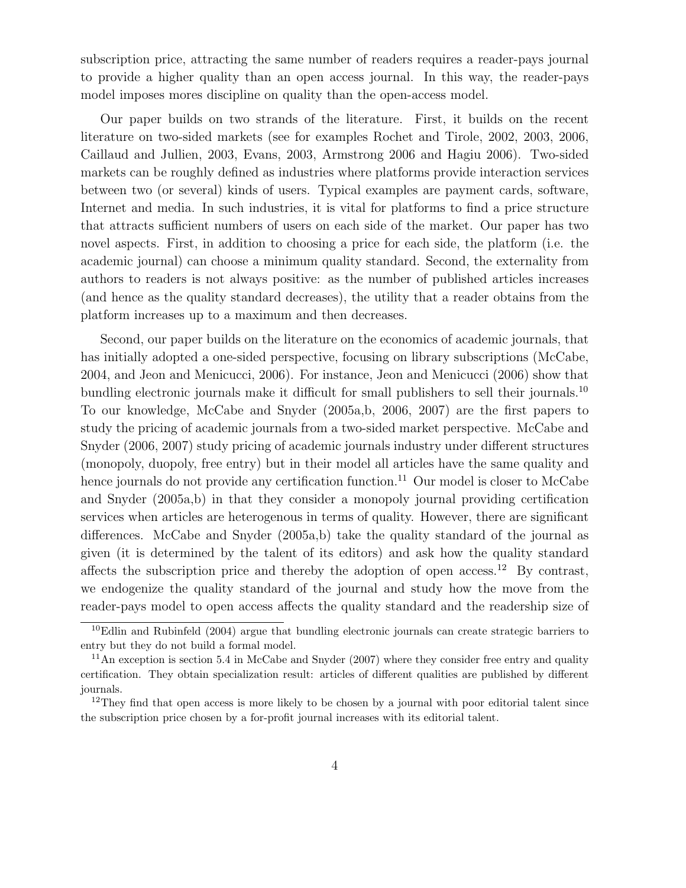subscription price, attracting the same number of readers requires a reader-pays journal to provide a higher quality than an open access journal. In this way, the reader-pays model imposes mores discipline on quality than the open-access model.

Our paper builds on two strands of the literature. First, it builds on the recent literature on two-sided markets (see for examples Rochet and Tirole, 2002, 2003, 2006, Caillaud and Jullien, 2003, Evans, 2003, Armstrong 2006 and Hagiu 2006). Two-sided markets can be roughly defined as industries where platforms provide interaction services between two (or several) kinds of users. Typical examples are payment cards, software, Internet and media. In such industries, it is vital for platforms to find a price structure that attracts sufficient numbers of users on each side of the market. Our paper has two novel aspects. First, in addition to choosing a price for each side, the platform (i.e. the academic journal) can choose a minimum quality standard. Second, the externality from authors to readers is not always positive: as the number of published articles increases (and hence as the quality standard decreases), the utility that a reader obtains from the platform increases up to a maximum and then decreases.

Second, our paper builds on the literature on the economics of academic journals, that has initially adopted a one-sided perspective, focusing on library subscriptions (McCabe, 2004, and Jeon and Menicucci, 2006). For instance, Jeon and Menicucci (2006) show that bundling electronic journals make it difficult for small publishers to sell their journals.[10] To our knowledge, McCabe and Snyder (2005a,b, 2006, 2007) are the first papers to study the pricing of academic journals from a two-sided market perspective. McCabe and Snyder (2006, 2007) study pricing of academic journals industry under different structures (monopoly, duopoly, free entry) but in their model all articles have the same quality and hence journals do not provide any certification function.[11] Our model is closer to McCabe and Snyder (2005a,b) in that they consider a monopoly journal providing certification services when articles are heterogenous in terms of quality. However, there are significant differences. McCabe and Snyder (2005a,b) take the quality standard of the journal as given (it is determined by the talent of its editors) and ask how the quality standard affects the subscription price and thereby the adoption of open access.[12] By contrast, we endogenize the quality standard of the journal and study how the move from the reader-pays model to open access affects the quality standard and the readership size of

[10] Edlin and Rubinfeld (2004) argue that bundling electronic journals can create strategic barriers to entry but they do not build a formal model.

[11] An exception is section 5.4 in McCabe and Snyder (2007) where they consider free entry and quality certification. They obtain specialization result: articles of different qualities are published by different journals.

[12] They find that open access is more likely to be chosen by a journal with poor editorial talent since the subscription price chosen by a for-profit journal increases with its editorial talent.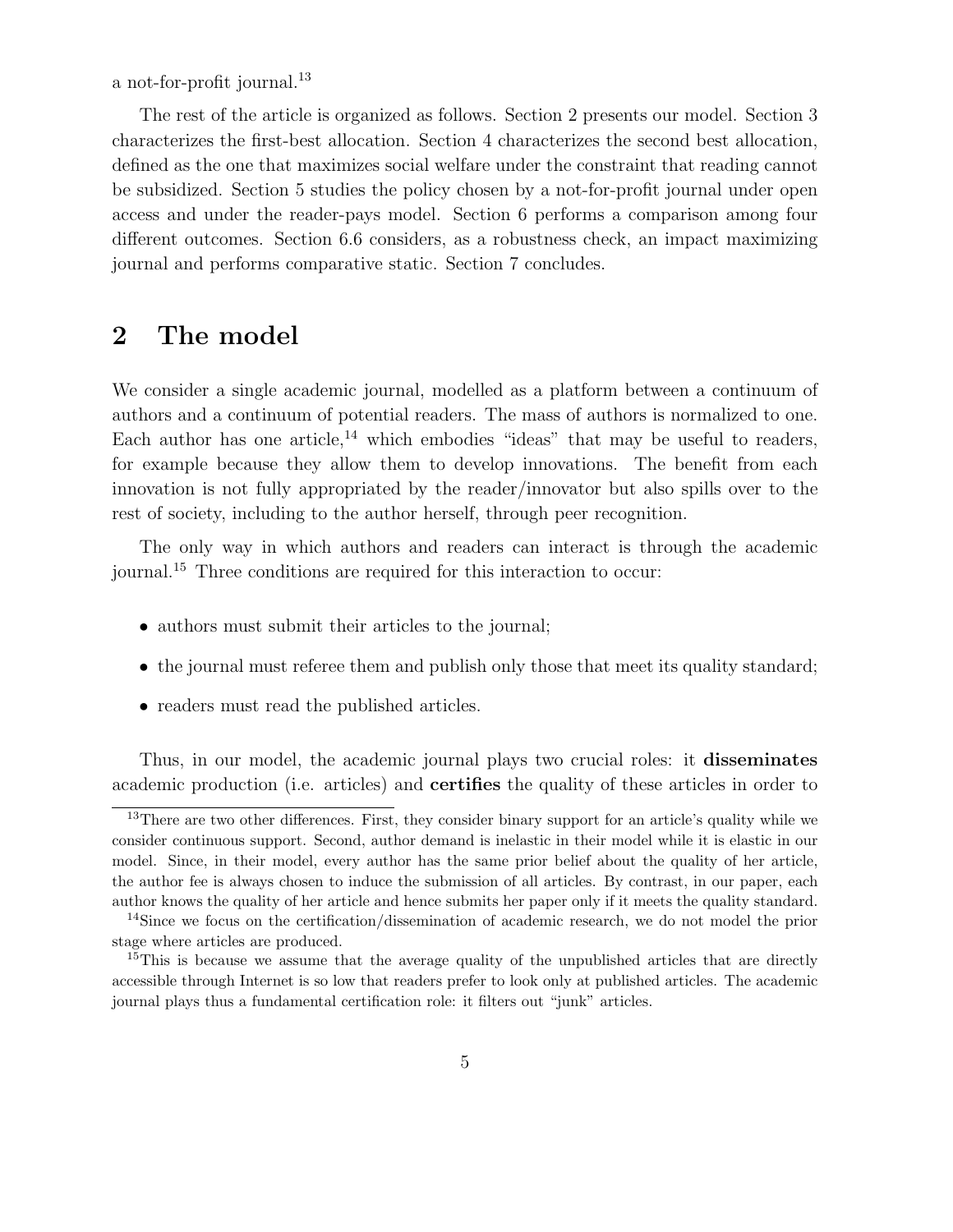a not-for-profit journal.[13]

The rest of the article is organized as follows. Section 2 presents our model. Section 3 characterizes the first-best allocation. Section 4 characterizes the second best allocation, defined as the one that maximizes social welfare under the constraint that reading cannot be subsidized. Section 5 studies the policy chosen by a not-for-profit journal under open access and under the reader-pays model. Section 6 performs a comparison among four different outcomes. Section 6.6 considers, as a robustness check, an impact maximizing journal and performs comparative static. Section 7 concludes.

## 2 The model

We consider a single academic journal, modelled as a platform between a continuum of authors and a continuum of potential readers. The mass of authors is normalized to one. Each author has one article,[14] which embodies "ideas" that may be useful to readers, for example because they allow them to develop innovations. The benefit from each innovation is not fully appropriated by the reader/innovator but also spills over to the rest of society, including to the author herself, through peer recognition.

The only way in which authors and readers can interact is through the academic journal.[15] Three conditions are required for this interaction to occur:

- authors must submit their articles to the journal;
- the journal must referee them and publish only those that meet its quality standard;
- readers must read the published articles.

Thus, in our model, the academic journal plays two crucial roles: it **disseminates** academic production (i.e. articles) and **certifies** the quality of these articles in order to

[13] There are two other differences. First, they consider binary support for an article's quality while we consider continuous support. Second, author demand is inelastic in their model while it is elastic in our model. Since, in their model, every author has the same prior belief about the quality of her article, the author fee is always chosen to induce the submission of all articles. By contrast, in our paper, each author knows the quality of her article and hence submits her paper only if it meets the quality standard.

[14] Since we focus on the certification/dissemination of academic research, we do not model the prior stage where articles are produced.

[15] This is because we assume that the average quality of the unpublished articles that are directly accessible through Internet is so low that readers prefer to look only at published articles. The academic journal plays thus a fundamental certification role: it filters out "junk" articles.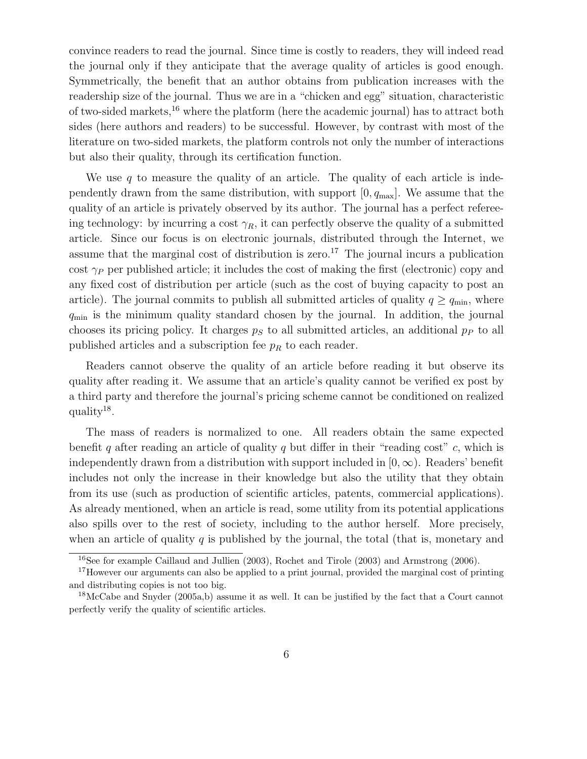convince readers to read the journal. Since time is costly to readers, they will indeed read the journal only if they anticipate that the average quality of articles is good enough. Symmetrically, the benefit that an author obtains from publication increases with the readership size of the journal. Thus we are in a "chicken and egg" situation, characteristic of two-sided markets,[16] where the platform (here the academic journal) has to attract both sides (here authors and readers) to be successful. However, by contrast with most of the literature on two-sided markets, the platform controls not only the number of interactions but also their quality, through its certification function.

We use $q$ to measure the quality of an article. The quality of each article is independently drawn from the same distribution, with support $[0, q_{\max}]$. We assume that the quality of an article is privately observed by its author. The journal has a perfect refereeing technology: by incurring a cost $\gamma_R$, it can perfectly observe the quality of a submitted article. Since our focus is on electronic journals, distributed through the Internet, we assume that the marginal cost of distribution is zero.[17] The journal incurs a publication cost $\gamma_P$ per published article; it includes the cost of making the first (electronic) copy and any fixed cost of distribution per article (such as the cost of buying capacity to post an article). The journal commits to publish all submitted articles of quality $q \geq q_{\min}$, where $q_{\min}$ is the minimum quality standard chosen by the journal. In addition, the journal chooses its pricing policy. It charges $p_S$ to all submitted articles, an additional $p_P$ to all published articles and a subscription fee $p_R$ to each reader.

Readers cannot observe the quality of an article before reading it but observe its quality after reading it. We assume that an article's quality cannot be verified ex post by a third party and therefore the journal's pricing scheme cannot be conditioned on realized quality[18].

The mass of readers is normalized to one. All readers obtain the same expected benefit $q$ after reading an article of quality $q$ but differ in their "reading cost" $c$, which is independently drawn from a distribution with support included in $[0, \infty)$. Readers' benefit includes not only the increase in their knowledge but also the utility that they obtain from its use (such as production of scientific articles, patents, commercial applications). As already mentioned, when an article is read, some utility from its potential applications also spills over to the rest of society, including to the author herself. More precisely, when an article of quality $q$ is published by the journal, the total (that is, monetary and

[16] See for example Caillaud and Jullien (2003), Rochet and Tirole (2003) and Armstrong (2006).

[17] However our arguments can also be applied to a print journal, provided the marginal cost of printing and distributing copies is not too big.

[18] McCabe and Snyder (2005a,b) assume it as well. It can be justified by the fact that a Court cannot perfectly verify the quality of scientific articles.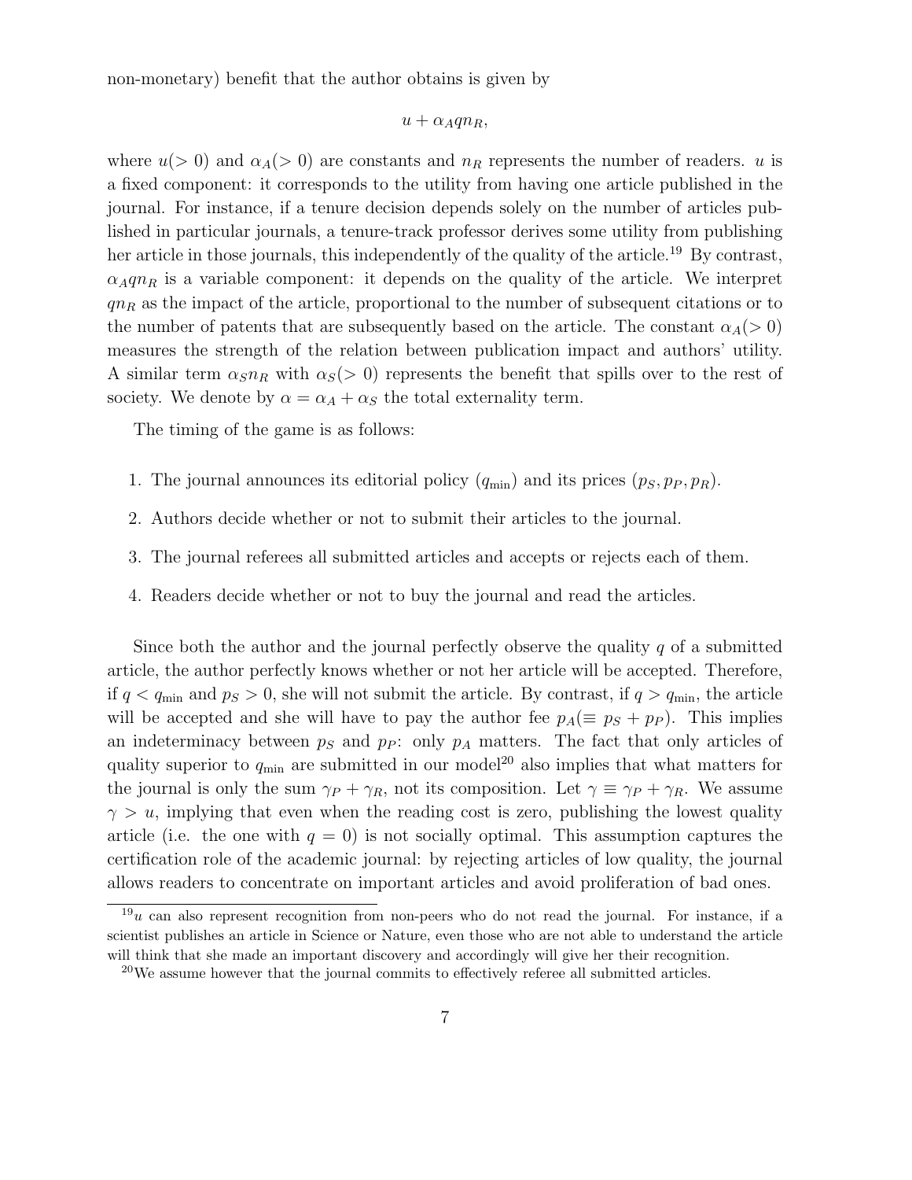non-monetary) benefit that the author obtains is given by

$$u + \alpha_A q n_R,$$

where $u(> 0)$ and $\alpha_A(> 0)$ are constants and $n_R$ represents the number of readers. $u$ is a fixed component: it corresponds to the utility from having one article published in the journal. For instance, if a tenure decision depends solely on the number of articles published in particular journals, a tenure-track professor derives some utility from publishing her article in those journals, this independently of the quality of the article.[19] By contrast, $\alpha_A q n_R$ is a variable component: it depends on the quality of the article. We interpret $q n_R$ as the impact of the article, proportional to the number of subsequent citations or to the number of patents that are subsequently based on the article. The constant $\alpha_A(> 0)$ measures the strength of the relation between publication impact and authors' utility. A similar term $\alpha_S n_R$ with $\alpha_S(> 0)$ represents the benefit that spills over to the rest of society. We denote by $\alpha = \alpha_A + \alpha_S$ the total externality term.

The timing of the game is as follows:

1. The journal announces its editorial policy ($q_{\min}$) and its prices ($p_S, p_P, p_R$).
2. Authors decide whether or not to submit their articles to the journal.
3. The journal referees all submitted articles and accepts or rejects each of them.
4. Readers decide whether or not to buy the journal and read the articles.

Since both the author and the journal perfectly observe the quality $q$ of a submitted article, the author perfectly knows whether or not her article will be accepted. Therefore, if $q < q_{\min}$ and $p_S > 0$, she will not submit the article. By contrast, if $q > q_{\min}$, the article will be accepted and she will have to pay the author fee $p_A(\equiv p_S + p_P)$. This implies an indeterminacy between $p_S$ and $p_P$: only $p_A$ matters. The fact that only articles of quality superior to $q_{\min}$ are submitted in our model[20] also implies that what matters for the journal is only the sum $\gamma_P + \gamma_R$, not its composition. Let $\gamma \equiv \gamma_P + \gamma_R$. We assume $\gamma > u$, implying that even when the reading cost is zero, publishing the lowest quality article (i.e. the one with $q = 0$) is not socially optimal. This assumption captures the certification role of the academic journal: by rejecting articles of low quality, the journal allows readers to concentrate on important articles and avoid proliferation of bad ones.

[19] $u$ can also represent recognition from non-peers who do not read the journal. For instance, if a scientist publishes an article in Science or Nature, even those who are not able to understand the article will think that she made an important discovery and accordingly will give her their recognition.

[20] We assume however that the journal commits to effectively referee all submitted articles.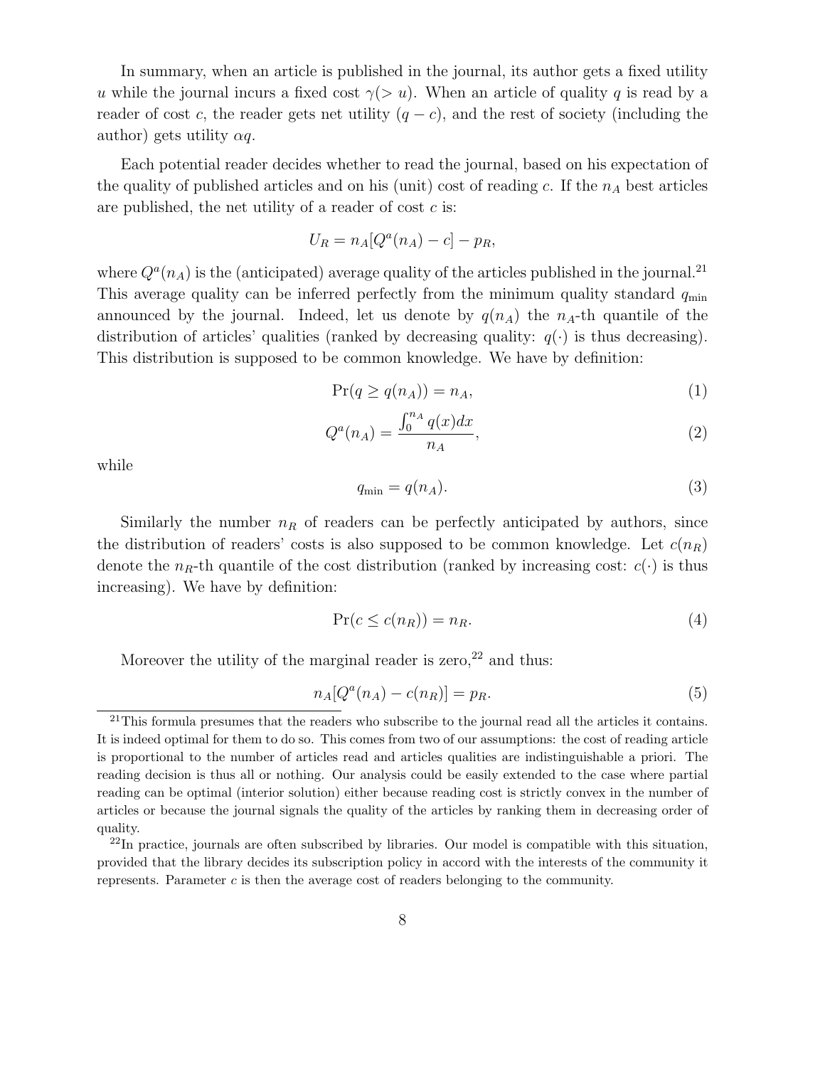In summary, when an article is published in the journal, its author gets a fixed utility $u$ while the journal incurs a fixed cost $\gamma(> u)$. When an article of quality $q$ is read by a reader of cost $c$, the reader gets net utility $(q - c)$, and the rest of society (including the author) gets utility $\alpha q$.

Each potential reader decides whether to read the journal, based on his expectation of the quality of published articles and on his (unit) cost of reading $c$. If the $n_A$ best articles are published, the net utility of a reader of cost $c$ is:

$$U_R = n_A[Q^a(n_A) - c] - p_R,$$

where $Q^a(n_A)$ is the (anticipated) average quality of the articles published in the journal.[21] This average quality can be inferred perfectly from the minimum quality standard $q_{\min}$ announced by the journal. Indeed, let us denote by $q(n_A)$ the $n_A$-th quantile of the distribution of articles' qualities (ranked by decreasing quality: $q(\cdot)$ is thus decreasing). This distribution is supposed to be common knowledge. We have by definition:

$$\Pr(q \geq q(n_A)) = n_A, \tag{1}$$

$$Q^a(n_A) = \frac{\int_0^{n_A} q(x)dx}{n_A}, \tag{2}$$

while

$$q_{\min} = q(n_A). \tag{3}$$

Similarly the number $n_R$ of readers can be perfectly anticipated by authors, since the distribution of readers' costs is also supposed to be common knowledge. Let $c(n_R)$ denote the $n_R$-th quantile of the cost distribution (ranked by increasing cost: $c(\cdot)$ is thus increasing). We have by definition:

$$\Pr(c \leq c(n_R)) = n_R. \tag{4}$$

Moreover the utility of the marginal reader is zero,[22] and thus:

$$n_A[Q^a(n_A) - c(n_R)] = p_R. \tag{5}$$

[21] This formula presumes that the readers who subscribe to the journal read all the articles it contains. It is indeed optimal for them to do so. This comes from two of our assumptions: the cost of reading article is proportional to the number of articles read and articles qualities are indistinguishable a priori. The reading decision is thus all or nothing. Our analysis could be easily extended to the case where partial reading can be optimal (interior solution) either because reading cost is strictly convex in the number of articles or because the journal signals the quality of the articles by ranking them in decreasing order of quality.

[22] In practice, journals are often subscribed by libraries. Our model is compatible with this situation, provided that the library decides its subscription policy in accord with the interests of the community it represents. Parameter $c$ is then the average cost of readers belonging to the community.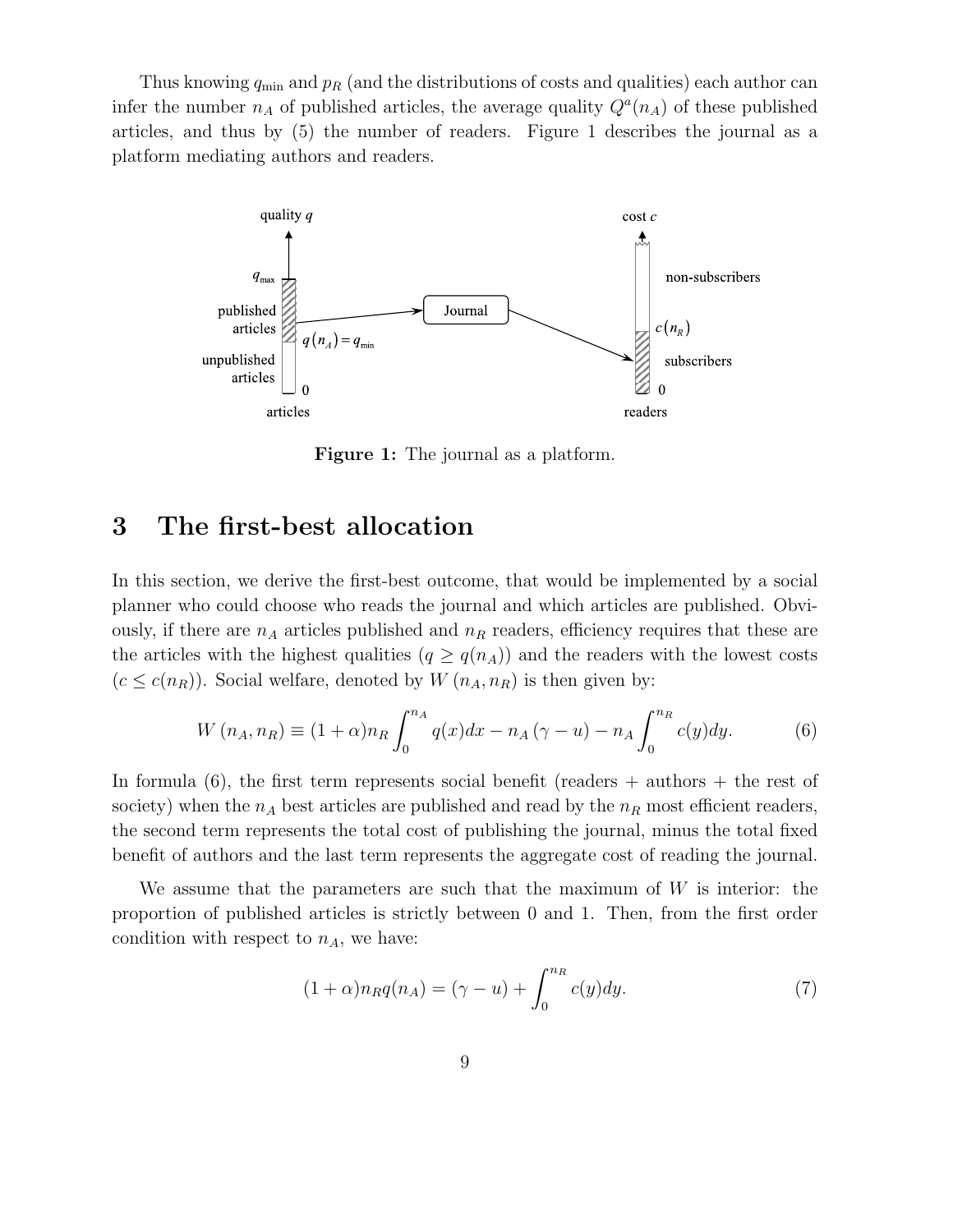Thus knowing $q_{\min}$ and $p_R$ (and the distributions of costs and qualities) each author can infer the number $n_A$ of published articles, the average quality $Q^a(n_A)$ of these published articles, and thus by (5) the number of readers. Figure 1 describes the journal as a platform mediating authors and readers.

**Figure 1:** The journal as a platform.

# 3 The first-best allocation

In this section, we derive the first-best outcome, that would be implemented by a social planner who could choose who reads the journal and which articles are published. Obviously, if there are $n_A$ articles published and $n_R$ readers, efficiency requires that these are the articles with the highest qualities ($q \geq q(n_A)$) and the readers with the lowest costs ($c \leq c(n_R)$). Social welfare, denoted by $W(n_A, n_R)$ is then given by:

$$W(n_A, n_R) \equiv (1+\alpha) n_R \int_0^{n_A} q(x)dx - n_A(\gamma - u) - n_A \int_0^{n_R} c(y)dy. \tag{6}$$

In formula (6), the first term represents social benefit (readers + authors + the rest of society) when the $n_A$ best articles are published and read by the $n_R$ most efficient readers, the second term represents the total cost of publishing the journal, minus the total fixed benefit of authors and the last term represents the aggregate cost of reading the journal.

We assume that the parameters are such that the maximum of $W$ is interior: the proportion of published articles is strictly between 0 and 1. Then, from the first order condition with respect to $n_A$, we have:

$$(1+\alpha) n_R q(n_A) = (\gamma - u) + \int_0^{n_R} c(y)dy. \tag{7}$$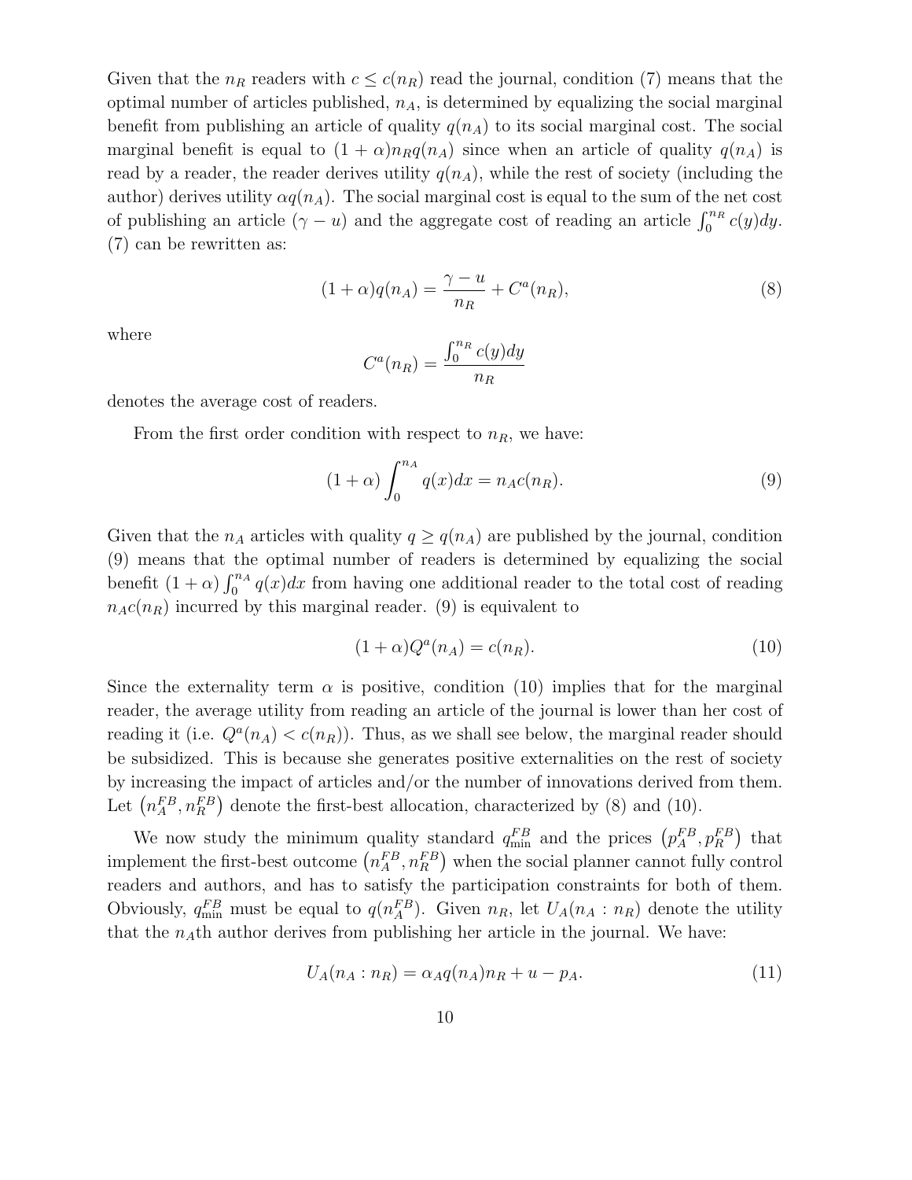Given that the $n_R$ readers with $c \leq c(n_R)$ read the journal, condition (7) means that the optimal number of articles published, $n_A$, is determined by equalizing the social marginal benefit from publishing an article of quality $q(n_A)$ to its social marginal cost. The social marginal benefit is equal to $(1+\alpha)n_R q(n_A)$ since when an article of quality $q(n_A)$ is read by a reader, the reader derives utility $q(n_A)$, while the rest of society (including the author) derives utility $\alpha q(n_A)$. The social marginal cost is equal to the sum of the net cost of publishing an article $(\gamma - u)$ and the aggregate cost of reading an article $\int_0^{n_R} c(y)dy$. (7) can be rewritten as:

$$(1+\alpha)q(n_A) = \frac{\gamma - u}{n_R} + C^a(n_R), \tag{8}$$

where

$$C^a(n_R) = \frac{\int_0^{n_R} c(y)dy}{n_R}$$

denotes the average cost of readers.

From the first order condition with respect to $n_R$, we have:

$$(1+\alpha)\int_0^{n_A} q(x)dx = n_A c(n_R). \tag{9}$$

Given that the $n_A$ articles with quality $q \geq q(n_A)$ are published by the journal, condition (9) means that the optimal number of readers is determined by equalizing the social benefit $(1+\alpha)\int_0^{n_A} q(x)dx$ from having one additional reader to the total cost of reading $n_A c(n_R)$ incurred by this marginal reader. (9) is equivalent to

$$(1+\alpha)Q^a(n_A) = c(n_R). \tag{10}$$

Since the externality term $\alpha$ is positive, condition (10) implies that for the marginal reader, the average utility from reading an article of the journal is lower than her cost of reading it (i.e. $Q^a(n_A) < c(n_R)$). Thus, as we shall see below, the marginal reader should be subsidized. This is because she generates positive externalities on the rest of society by increasing the impact of articles and/or the number of innovations derived from them. Let $\left(n_A^{FB}, n_R^{FB}\right)$ denote the first-best allocation, characterized by (8) and (10).

We now study the minimum quality standard $q_{\min}^{FB}$ and the prices $\left(p_A^{FB}, p_R^{FB}\right)$ that implement the first-best outcome $\left(n_A^{FB}, n_R^{FB}\right)$ when the social planner cannot fully control readers and authors, and has to satisfy the participation constraints for both of them. Obviously, $q_{\min}^{FB}$ must be equal to $q(n_A^{FB})$. Given $n_R$, let $U_A(n_A : n_R)$ denote the utility that the $n_A$th author derives from publishing her article in the journal. We have:

$$U_A(n_A : n_R) = \alpha_A q(n_A)n_R + u - p_A. \tag{11}$$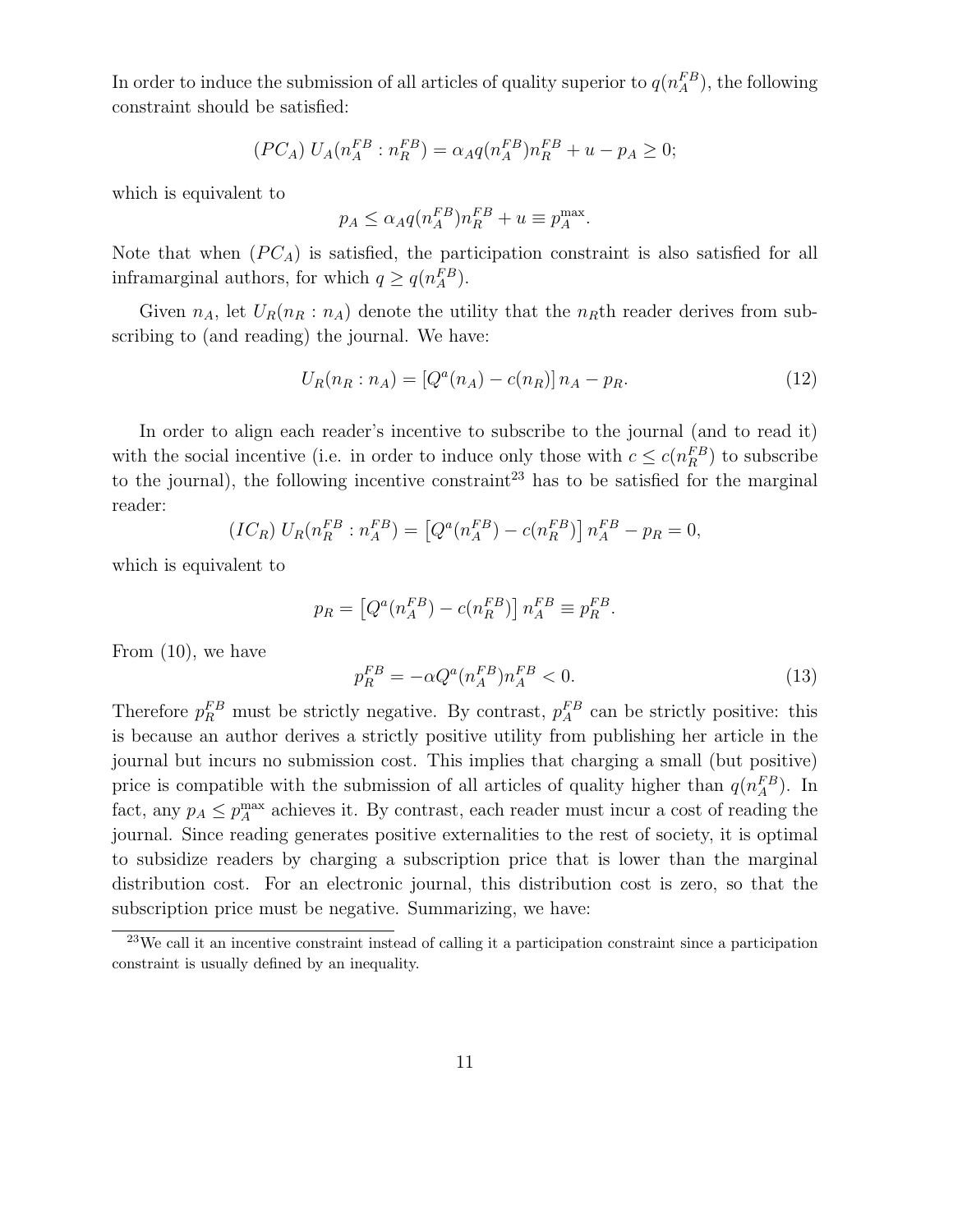In order to induce the submission of all articles of quality superior to $q(n_A^{FB})$, the following constraint should be satisfied:

$$(PC_A) \; U_A(n_A^{FB} : n_R^{FB}) = \alpha_A q(n_A^{FB}) n_R^{FB} + u - p_A \geq 0;$$

which is equivalent to

$$p_A \leq \alpha_A q(n_A^{FB}) n_R^{FB} + u \equiv p_A^{\max}.$$

Note that when $(PC_A)$ is satisfied, the participation constraint is also satisfied for all inframarginal authors, for which $q \geq q(n_A^{FB})$.

Given $n_A$, let $U_R(n_R : n_A)$ denote the utility that the $n_R$th reader derives from subscribing to (and reading) the journal. We have:

$$U_R(n_R : n_A) = [Q^a(n_A) - c(n_R)] \, n_A - p_R. \tag{12}$$

In order to align each reader's incentive to subscribe to the journal (and to read it) with the social incentive (i.e. in order to induce only those with $c \leq c(n_R^{FB})$ to subscribe to the journal), the following incentive constraint[23] has to be satisfied for the marginal reader:

$$(IC_R) \; U_R(n_R^{FB} : n_A^{FB}) = \left[Q^a(n_A^{FB}) - c(n_R^{FB})\right] n_A^{FB} - p_R = 0,$$

which is equivalent to

$$p_R = \left[Q^a(n_A^{FB}) - c(n_R^{FB})\right] n_A^{FB} \equiv p_R^{FB}.$$

From (10), we have

$$p_R^{FB} = -\alpha Q^a(n_A^{FB}) n_A^{FB} < 0. \tag{13}$$

Therefore $p_R^{FB}$ must be strictly negative. By contrast, $p_A^{FB}$ can be strictly positive: this is because an author derives a strictly positive utility from publishing her article in the journal but incurs no submission cost. This implies that charging a small (but positive) price is compatible with the submission of all articles of quality higher than $q(n_A^{FB})$. In fact, any $p_A \leq p_A^{\max}$ achieves it. By contrast, each reader must incur a cost of reading the journal. Since reading generates positive externalities to the rest of society, it is optimal to subsidize readers by charging a subscription price that is lower than the marginal distribution cost. For an electronic journal, this distribution cost is zero, so that the subscription price must be negative. Summarizing, we have:

[23] We call it an incentive constraint instead of calling it a participation constraint since a participation constraint is usually defined by an inequality.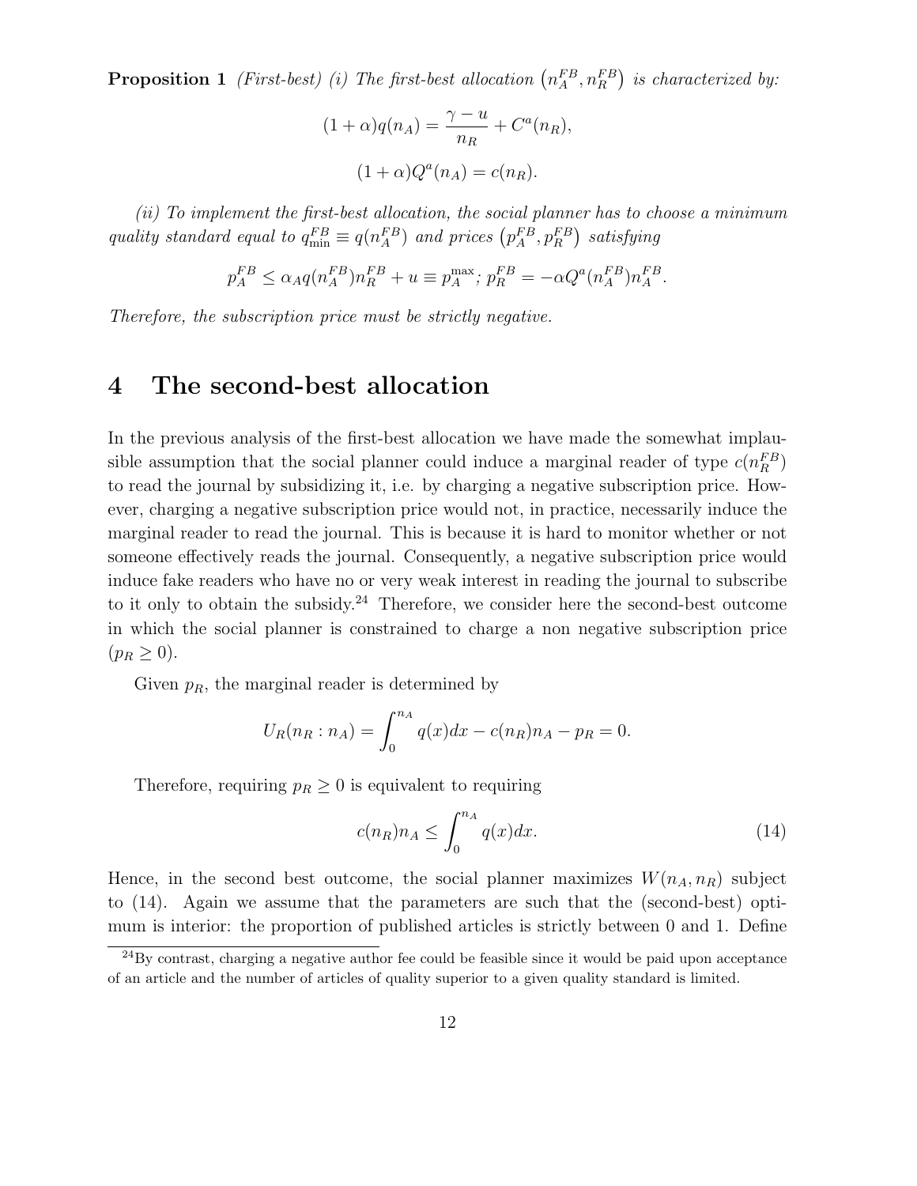**Proposition 1** *(First-best) (i) The first-best allocation* $\left(n_A^{FB}, n_R^{FB}\right)$ *is characterized by:*

$$(1+\alpha)q(n_A) = \frac{\gamma - u}{n_R} + C^a(n_R),$$

$$(1+\alpha)Q^a(n_A) = c(n_R).$$

*(ii) To implement the first-best allocation, the social planner has to choose a minimum quality standard equal to* $q_{\min}^{FB} \equiv q(n_A^{FB})$ *and prices* $\left(p_A^{FB}, p_R^{FB}\right)$ *satisfying*

$$p_A^{FB} \leq \alpha_A q(n_A^{FB}) n_R^{FB} + u \equiv p_A^{\max};\ p_R^{FB} = -\alpha Q^a(n_A^{FB}) n_A^{FB}.$$

*Therefore, the subscription price must be strictly negative.*

# 4 The second-best allocation

In the previous analysis of the first-best allocation we have made the somewhat implausible assumption that the social planner could induce a marginal reader of type $c(n_R^{FB})$ to read the journal by subsidizing it, i.e. by charging a negative subscription price. However, charging a negative subscription price would not, in practice, necessarily induce the marginal reader to read the journal. This is because it is hard to monitor whether or not someone effectively reads the journal. Consequently, a negative subscription price would induce fake readers who have no or very weak interest in reading the journal to subscribe to it only to obtain the subsidy.[24] Therefore, we consider here the second-best outcome in which the social planner is constrained to charge a non negative subscription price ($p_R \geq 0$).

Given $p_R$, the marginal reader is determined by

$$U_R(n_R : n_A) = \int_0^{n_A} q(x)dx - c(n_R)n_A - p_R = 0.$$

Therefore, requiring $p_R \geq 0$ is equivalent to requiring

$$c(n_R)n_A \leq \int_0^{n_A} q(x)dx. \tag{14}$$

Hence, in the second best outcome, the social planner maximizes $W(n_A, n_R)$ subject to (14). Again we assume that the parameters are such that the (second-best) optimum is interior: the proportion of published articles is strictly between 0 and 1. Define

[24] By contrast, charging a negative author fee could be feasible since it would be paid upon acceptance of an article and the number of articles of quality superior to a given quality standard is limited.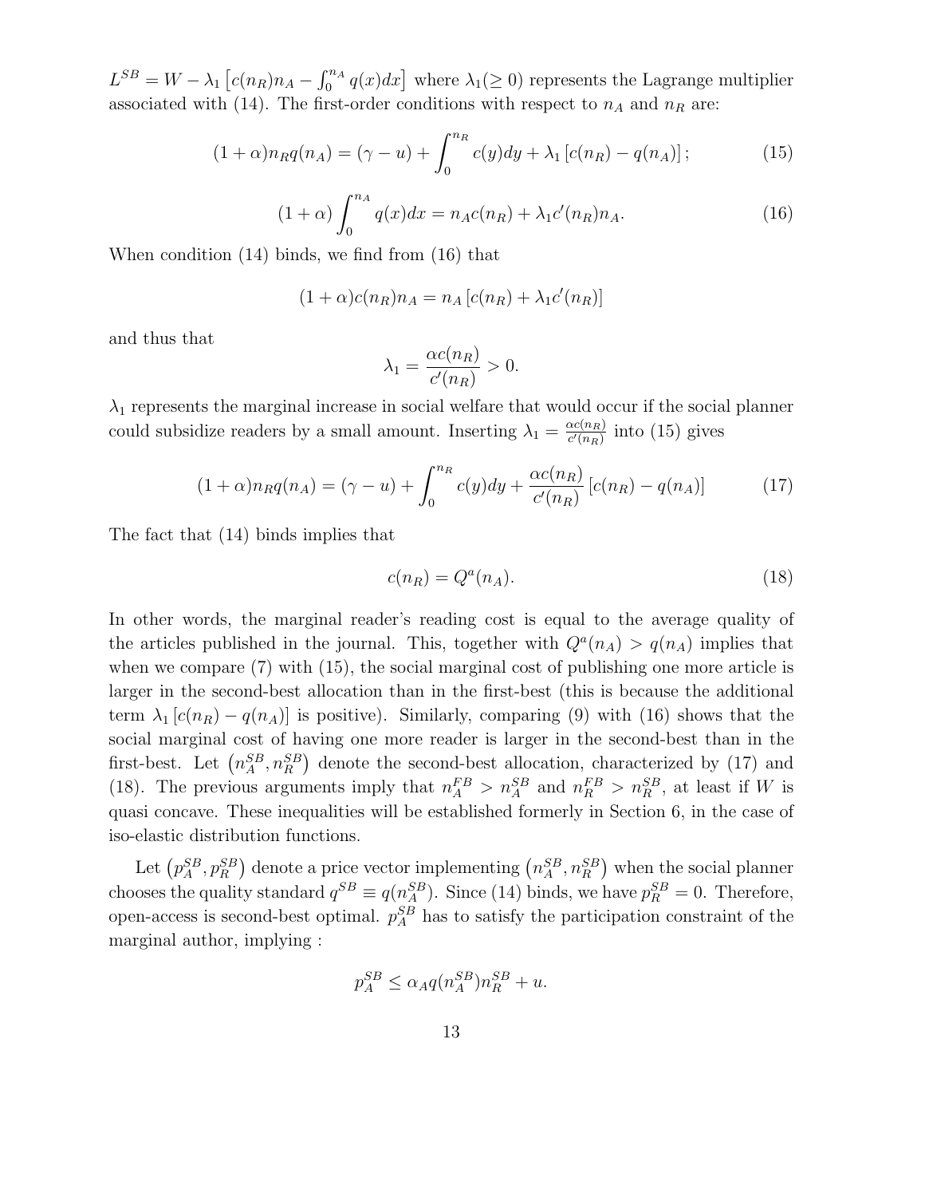$L^{SB} = W - \lambda_1 \left[c(n_R)n_A - \int_0^{n_A} q(x)dx\right]$ where $\lambda_1 (\geq 0)$ represents the Lagrange multiplier associated with (14). The first-order conditions with respect to $n_A$ and $n_R$ are:

$$(1+\alpha)n_R q(n_A) = (\gamma - u) + \int_0^{n_R} c(y)dy + \lambda_1 \left[c(n_R) - q(n_A)\right]; \tag{15}$$

$$(1+\alpha)\int_0^{n_A} q(x)dx = n_A c(n_R) + \lambda_1 c'(n_R)n_A. \tag{16}$$

When condition (14) binds, we find from (16) that

$$(1+\alpha)c(n_R)n_A = n_A \left[c(n_R) + \lambda_1 c'(n_R)\right]$$

and thus that

$$\lambda_1 = \frac{\alpha c(n_R)}{c'(n_R)} > 0.$$

$\lambda_1$ represents the marginal increase in social welfare that would occur if the social planner could subsidize readers by a small amount. Inserting $\lambda_1 = \frac{\alpha c(n_R)}{c'(n_R)}$ into (15) gives

$$(1+\alpha)n_R q(n_A) = (\gamma - u) + \int_0^{n_R} c(y)dy + \frac{\alpha c(n_R)}{c'(n_R)} \left[c(n_R) - q(n_A)\right] \tag{17}$$

The fact that (14) binds implies that

$$c(n_R) = Q^a(n_A). \tag{18}$$

In other words, the marginal reader's reading cost is equal to the average quality of the articles published in the journal. This, together with $Q^a(n_A) > q(n_A)$ implies that when we compare (7) with (15), the social marginal cost of publishing one more article is larger in the second-best allocation than in the first-best (this is because the additional term $\lambda_1 \left[c(n_R) - q(n_A)\right]$ is positive). Similarly, comparing (9) with (16) shows that the social marginal cost of having one more reader is larger in the second-best than in the first-best. Let $\left(n_A^{SB}, n_R^{SB}\right)$ denote the second-best allocation, characterized by (17) and (18). The previous arguments imply that $n_A^{FB} > n_A^{SB}$ and $n_R^{FB} > n_R^{SB}$, at least if $W$ is quasi concave. These inequalities will be established formerly in Section 6, in the case of iso-elastic distribution functions.

Let $\left(p_A^{SB}, p_R^{SB}\right)$ denote a price vector implementing $\left(n_A^{SB}, n_R^{SB}\right)$ when the social planner chooses the quality standard $q^{SB} \equiv q(n_A^{SB})$. Since (14) binds, we have $p_R^{SB} = 0$. Therefore, open-access is second-best optimal. $p_A^{SB}$ has to satisfy the participation constraint of the marginal author, implying :

$$p_A^{SB} \leq \alpha_A q(n_A^{SB})n_R^{SB} + u.$$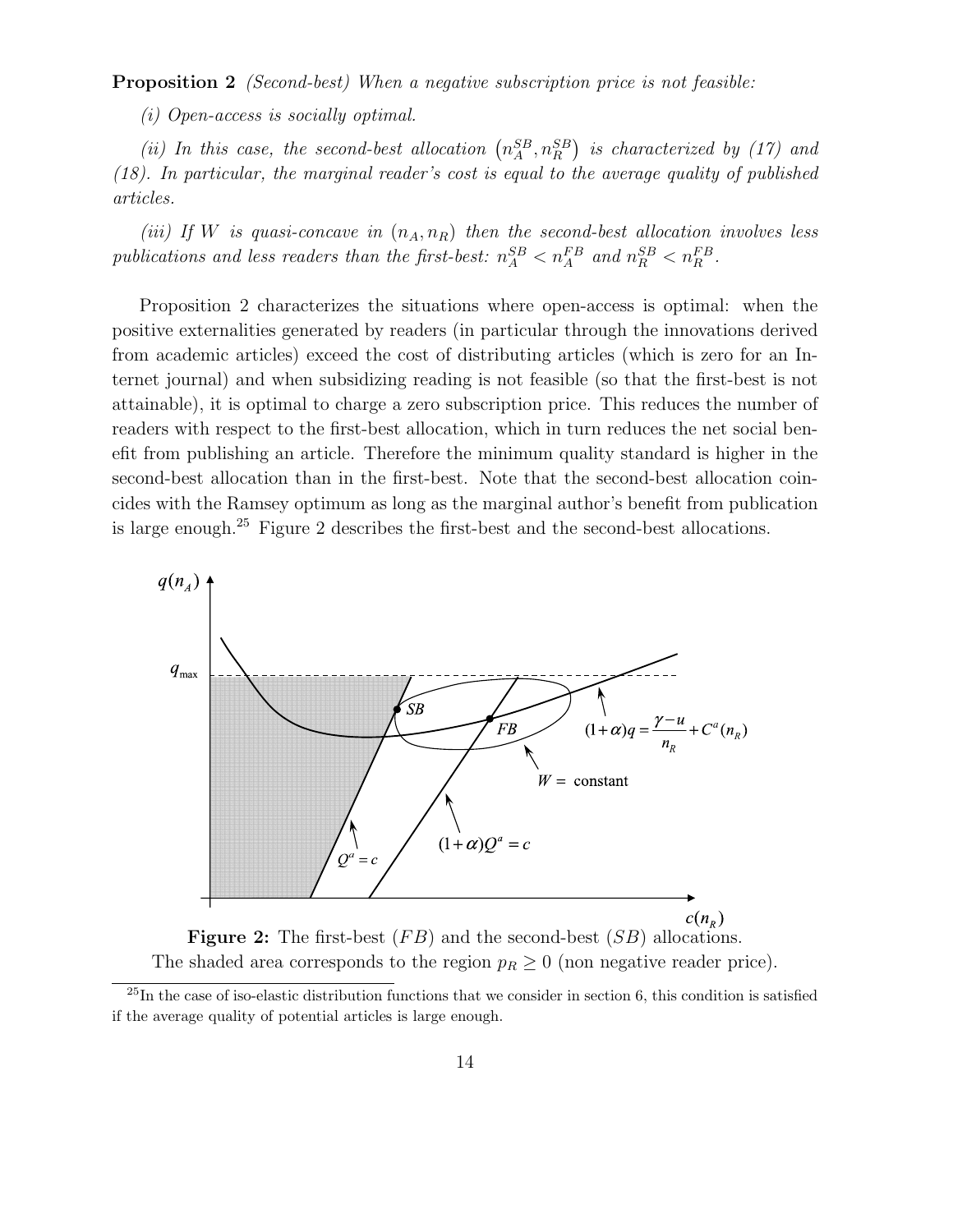**Proposition 2** *(Second-best) When a negative subscription price is not feasible:*

*(i) Open-access is socially optimal.*

*(ii) In this case, the second-best allocation $\left(n_A^{SB}, n_R^{SB}\right)$ is characterized by (17) and (18). In particular, the marginal reader's cost is equal to the average quality of published articles.*

*(iii) If $W$ is quasi-concave in $(n_A, n_R)$ then the second-best allocation involves less publications and less readers than the first-best: $n_A^{SB} < n_A^{FB}$ and $n_R^{SB} < n_R^{FB}$.*

Proposition 2 characterizes the situations where open-access is optimal: when the positive externalities generated by readers (in particular through the innovations derived from academic articles) exceed the cost of distributing articles (which is zero for an Internet journal) and when subsidizing reading is not feasible (so that the first-best is not attainable), it is optimal to charge a zero subscription price. This reduces the number of readers with respect to the first-best allocation, which in turn reduces the net social benefit from publishing an article. Therefore the minimum quality standard is higher in the second-best allocation than in the first-best. Note that the second-best allocation coincides with the Ramsey optimum as long as the marginal author's benefit from publication is large enough.[25] Figure 2 describes the first-best and the second-best allocations.

**Figure 2:** The first-best ($FB$) and the second-best ($SB$) allocations. The shaded area corresponds to the region $p_R \geq 0$ (non negative reader price).

[25] In the case of iso-elastic distribution functions that we consider in section 6, this condition is satisfied if the average quality of potential articles is large enough.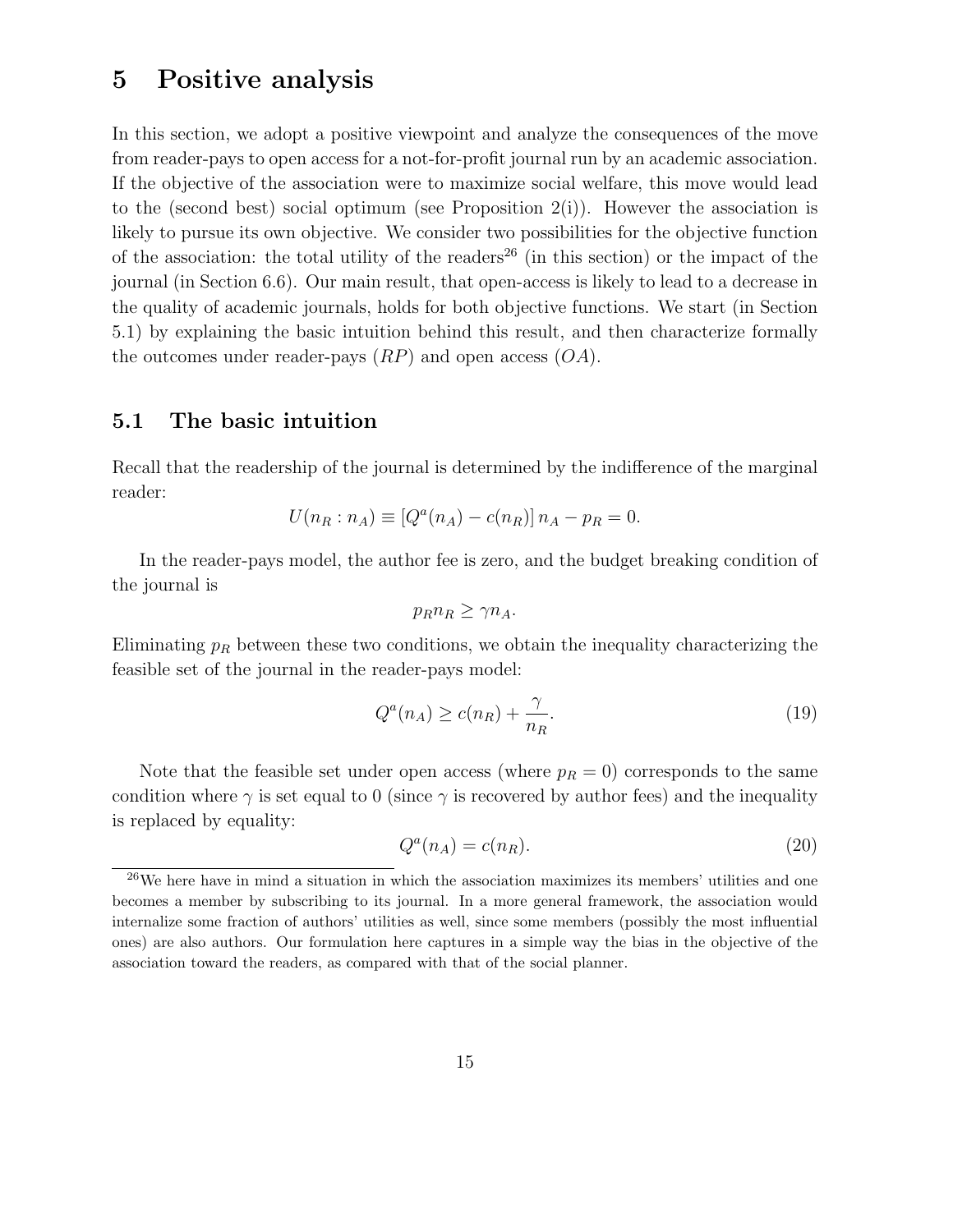# 5 Positive analysis

In this section, we adopt a positive viewpoint and analyze the consequences of the move from reader-pays to open access for a not-for-profit journal run by an academic association. If the objective of the association were to maximize social welfare, this move would lead to the (second best) social optimum (see Proposition 2(i)). However the association is likely to pursue its own objective. We consider two possibilities for the objective function of the association: the total utility of the readers[26] (in this section) or the impact of the journal (in Section 6.6). Our main result, that open-access is likely to lead to a decrease in the quality of academic journals, holds for both objective functions. We start (in Section 5.1) by explaining the basic intuition behind this result, and then characterize formally the outcomes under reader-pays ($RP$) and open access ($OA$).

## 5.1 The basic intuition

Recall that the readership of the journal is determined by the indifference of the marginal reader:

$$U(n_R : n_A) \equiv [Q^a(n_A) - c(n_R)]\, n_A - p_R = 0.$$

In the reader-pays model, the author fee is zero, and the budget breaking condition of the journal is

$$p_R n_R \geq \gamma n_A.$$

Eliminating $p_R$ between these two conditions, we obtain the inequality characterizing the feasible set of the journal in the reader-pays model:

$$Q^a(n_A) \geq c(n_R) + \frac{\gamma}{n_R}. \tag{19}$$

Note that the feasible set under open access (where $p_R = 0$) corresponds to the same condition where $\gamma$ is set equal to 0 (since $\gamma$ is recovered by author fees) and the inequality is replaced by equality:

$$Q^a(n_A) = c(n_R). \tag{20}$$

[26] We here have in mind a situation in which the association maximizes its members' utilities and one becomes a member by subscribing to its journal. In a more general framework, the association would internalize some fraction of authors' utilities as well, since some members (possibly the most influential ones) are also authors. Our formulation here captures in a simple way the bias in the objective of the association toward the readers, as compared with that of the social planner.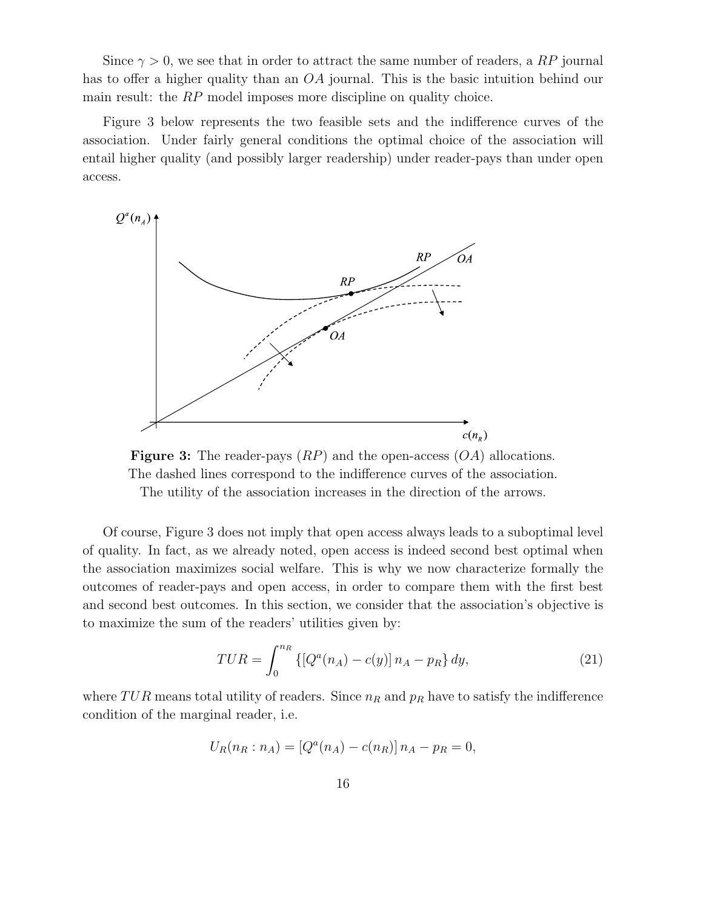Since $\gamma > 0$, we see that in order to attract the same number of readers, a $RP$ journal has to offer a higher quality than an $OA$ journal. This is the basic intuition behind our main result: the $RP$ model imposes more discipline on quality choice.

Figure 3 below represents the two feasible sets and the indifference curves of the association. Under fairly general conditions the optimal choice of the association will entail higher quality (and possibly larger readership) under reader-pays than under open access.

**Figure 3:** The reader-pays ($RP$) and the open-access ($OA$) allocations. The dashed lines correspond to the indifference curves of the association. The utility of the association increases in the direction of the arrows.

Of course, Figure 3 does not imply that open access always leads to a suboptimal level of quality. In fact, as we already noted, open access is indeed second best optimal when the association maximizes social welfare. This is why we now characterize formally the outcomes of reader-pays and open access, in order to compare them with the first best and second best outcomes. In this section, we consider that the association's objective is to maximize the sum of the readers' utilities given by:

$$TUR = \int_0^{n_R} \{[Q^a(n_A) - c(y)]\, n_A - p_R\}\, dy, \tag{21}$$

where $TUR$ means total utility of readers. Since $n_R$ and $p_R$ have to satisfy the indifference condition of the marginal reader, i.e.

$$U_R(n_R : n_A) = [Q^a(n_A) - c(n_R)]\, n_A - p_R = 0,$$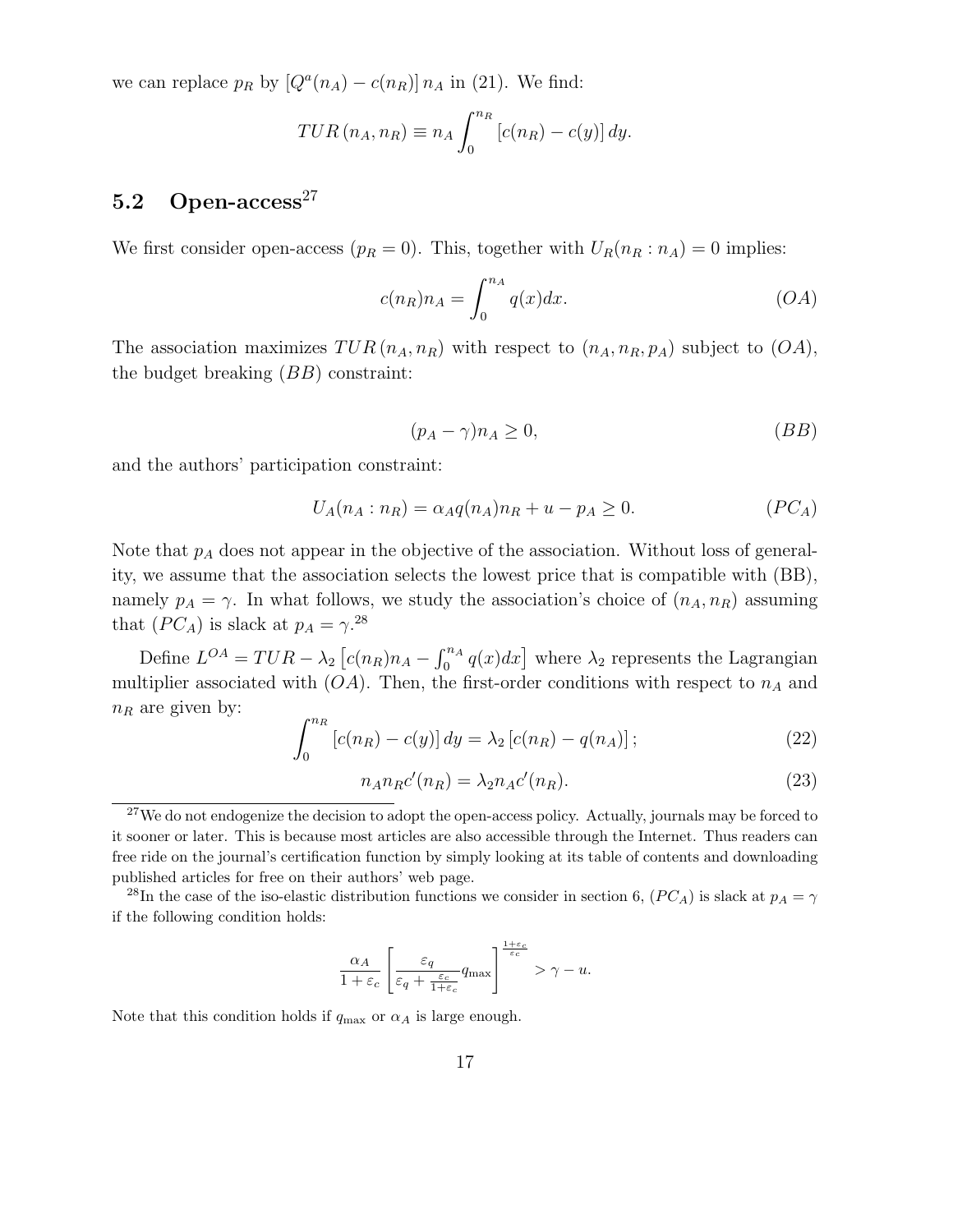we can replace $p_R$ by $[Q^a(n_A) - c(n_R)]\, n_A$ in (21). We find:

$$TUR\,(n_A, n_R) \equiv n_A \int_0^{n_R} [c(n_R) - c(y)]\, dy.$$

## 5.2 Open-access[27]

We first consider open-access ($p_R = 0$). This, together with $U_R(n_R : n_A) = 0$ implies:

$$c(n_R)n_A = \int_0^{n_A} q(x)dx. \tag{OA}$$

The association maximizes $TUR\,(n_A, n_R)$ with respect to $(n_A, n_R, p_A)$ subject to $(OA)$, the budget breaking $(BB)$ constraint:

$$(p_A - \gamma)n_A \geq 0, \tag{BB}$$

and the authors' participation constraint:

$$U_A(n_A : n_R) = \alpha_A q(n_A)n_R + u - p_A \geq 0. \tag{$PC_A$}$$

Note that $p_A$ does not appear in the objective of the association. Without loss of generality, we assume that the association selects the lowest price that is compatible with (BB), namely $p_A = \gamma$. In what follows, we study the association's choice of $(n_A, n_R)$ assuming that $(PC_A)$ is slack at $p_A = \gamma$.[28]

Define $L^{OA} = TUR - \lambda_2 \left[c(n_R)n_A - \int_0^{n_A} q(x)dx\right]$ where $\lambda_2$ represents the Lagrangian multiplier associated with $(OA)$. Then, the first-order conditions with respect to $n_A$ and $n_R$ are given by:

$$\int_0^{n_R} [c(n_R) - c(y)]\, dy = \lambda_2\, [c(n_R) - q(n_A)]\,; \tag{22}$$

$$n_A n_R c'(n_R) = \lambda_2 n_A c'(n_R). \tag{23}$$

---

[27] We do not endogenize the decision to adopt the open-access policy. Actually, journals may be forced to it sooner or later. This is because most articles are also accessible through the Internet. Thus readers can free ride on the journal's certification function by simply looking at its table of contents and downloading published articles for free on their authors' web page.

[28] In the case of the iso-elastic distribution functions we consider in section 6, $(PC_A)$ is slack at $p_A = \gamma$ if the following condition holds:

$$\frac{\alpha_A}{1+\varepsilon_c}\left[\frac{\varepsilon_q}{\varepsilon_q + \frac{\varepsilon_c}{1+\varepsilon_c}} q_{\max}\right]^{\frac{1+\varepsilon_c}{\varepsilon_c}} > \gamma - u.$$

Note that this condition holds if $q_{\max}$ or $\alpha_A$ is large enough.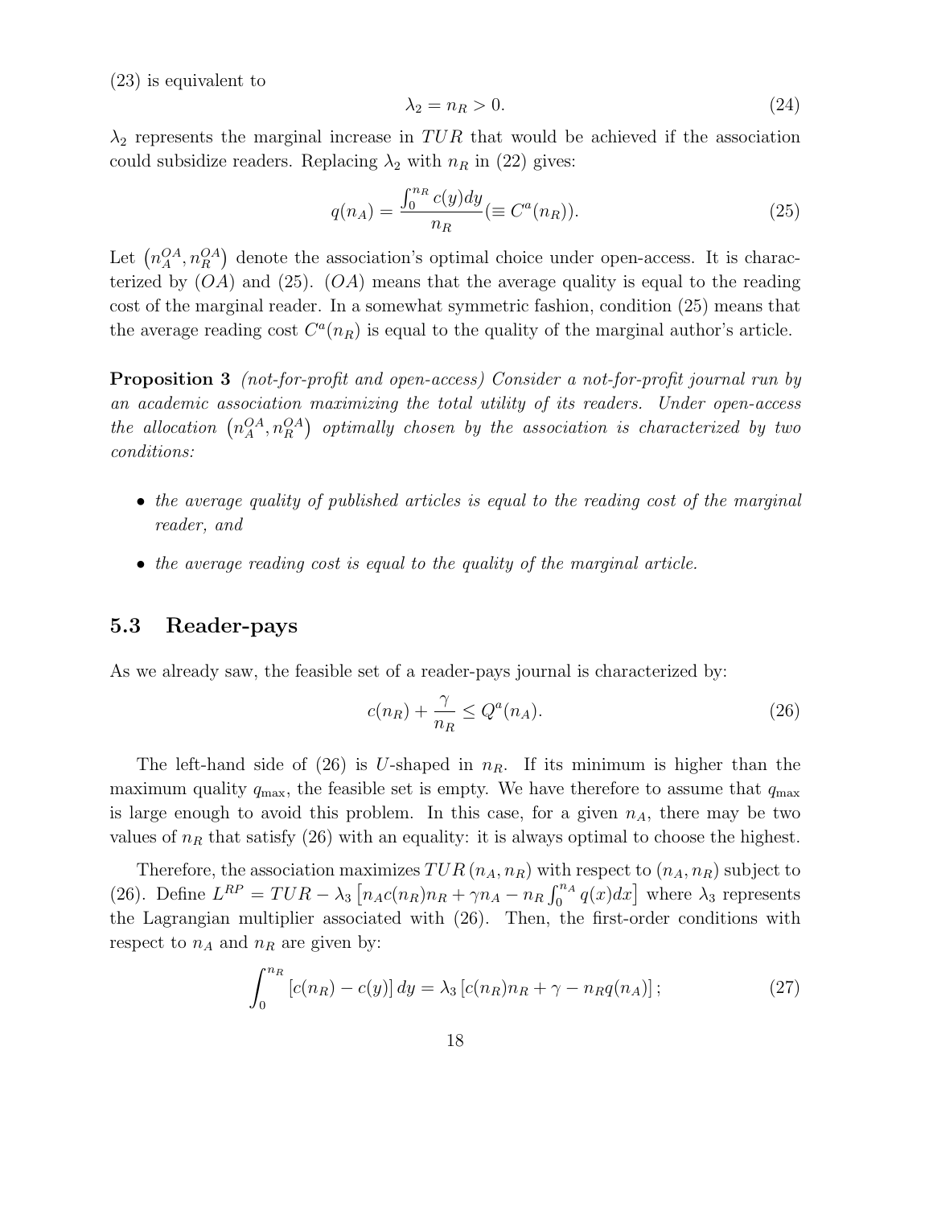(23) is equivalent to

$$\lambda_2 = n_R > 0. \tag{24}$$

$\lambda_2$ represents the marginal increase in $TUR$ that would be achieved if the association could subsidize readers. Replacing $\lambda_2$ with $n_R$ in (22) gives:

$$q(n_A) = \frac{\int_0^{n_R} c(y)dy}{n_R} (\equiv C^a(n_R)). \tag{25}$$

Let $\left(n_A^{OA}, n_R^{OA}\right)$ denote the association's optimal choice under open-access. It is characterized by $(OA)$ and (25). $(OA)$ means that the average quality is equal to the reading cost of the marginal reader. In a somewhat symmetric fashion, condition (25) means that the average reading cost $C^a(n_R)$ is equal to the quality of the marginal author's article.

**Proposition 3** *(not-for-profit and open-access) Consider a not-for-profit journal run by an academic association maximizing the total utility of its readers. Under open-access the allocation* $\left(n_A^{OA}, n_R^{OA}\right)$ *optimally chosen by the association is characterized by two conditions:*

- *the average quality of published articles is equal to the reading cost of the marginal reader, and*
- *the average reading cost is equal to the quality of the marginal article.*

## 5.3 Reader-pays

As we already saw, the feasible set of a reader-pays journal is characterized by:

$$c(n_R) + \frac{\gamma}{n_R} \leq Q^a(n_A). \tag{26}$$

The left-hand side of (26) is $U$-shaped in $n_R$. If its minimum is higher than the maximum quality $q_{\max}$, the feasible set is empty. We have therefore to assume that $q_{\max}$ is large enough to avoid this problem. In this case, for a given $n_A$, there may be two values of $n_R$ that satisfy (26) with an equality: it is always optimal to choose the highest.

Therefore, the association maximizes $TUR\left(n_A, n_R\right)$ with respect to $(n_A, n_R)$ subject to (26). Define $L^{RP} = TUR - \lambda_3 \left[n_A c(n_R) n_R + \gamma n_A - n_R \int_0^{n_A} q(x)dx\right]$ where $\lambda_3$ represents the Lagrangian multiplier associated with (26). Then, the first-order conditions with respect to $n_A$ and $n_R$ are given by:

$$\int_0^{n_R} \left[c(n_R) - c(y)\right] dy = \lambda_3 \left[c(n_R) n_R + \gamma - n_R q(n_A)\right]; \tag{27}$$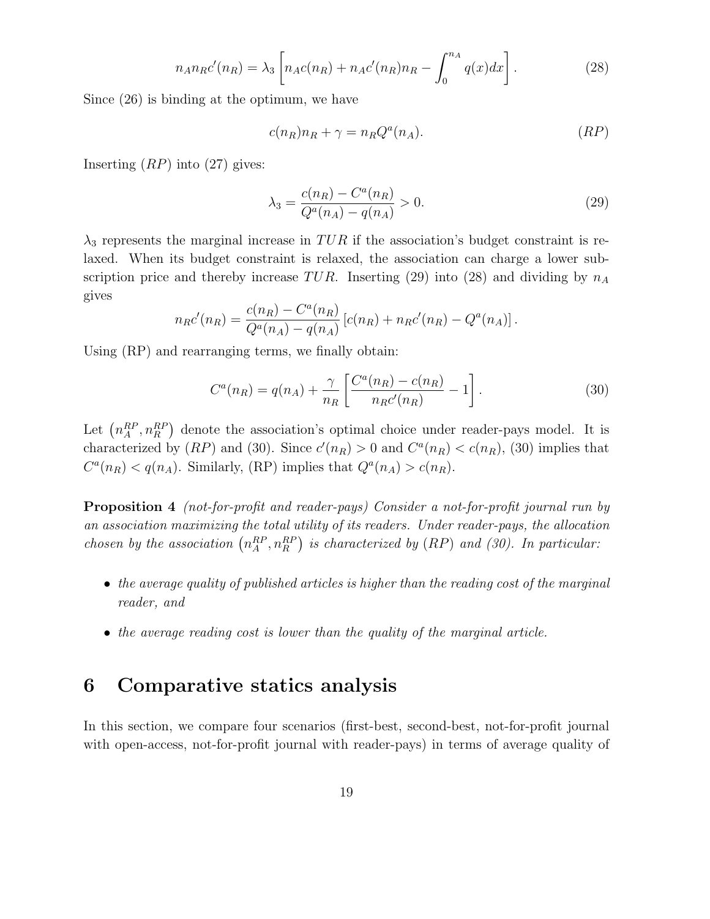$$n_A n_R c'(n_R) = \lambda_3 \left[ n_A c(n_R) + n_A c'(n_R) n_R - \int_0^{n_A} q(x)dx \right]. \tag{28}$$

Since (26) is binding at the optimum, we have

$$c(n_R)n_R + \gamma = n_R Q^a(n_A). \tag{$RP$}$$

Inserting $(RP)$ into (27) gives:

$$\lambda_3 = \frac{c(n_R) - C^a(n_R)}{Q^a(n_A) - q(n_A)} > 0. \tag{29}$$

$\lambda_3$ represents the marginal increase in $TUR$ if the association's budget constraint is relaxed. When its budget constraint is relaxed, the association can charge a lower subscription price and thereby increase $TUR$. Inserting (29) into (28) and dividing by $n_A$ gives

$$n_R c'(n_R) = \frac{c(n_R) - C^a(n_R)}{Q^a(n_A) - q(n_A)} \left[ c(n_R) + n_R c'(n_R) - Q^a(n_A) \right].$$

Using (RP) and rearranging terms, we finally obtain:

$$C^a(n_R) = q(n_A) + \frac{\gamma}{n_R} \left[ \frac{C^a(n_R) - c(n_R)}{n_R c'(n_R)} - 1 \right]. \tag{30}$$

Let $\left(n_A^{RP}, n_R^{RP}\right)$ denote the association's optimal choice under reader-pays model. It is characterized by $(RP)$ and (30). Since $c'(n_R) > 0$ and $C^a(n_R) < c(n_R)$, (30) implies that $C^a(n_R) < q(n_A)$. Similarly, (RP) implies that $Q^a(n_A) > c(n_R)$.

**Proposition 4** *(not-for-profit and reader-pays) Consider a not-for-profit journal run by an association maximizing the total utility of its readers. Under reader-pays, the allocation chosen by the association* $\left(n_A^{RP}, n_R^{RP}\right)$ *is characterized by* $(RP)$ *and (30). In particular:*

- *the average quality of published articles is higher than the reading cost of the marginal reader, and*
- *the average reading cost is lower than the quality of the marginal article.*

## 6 Comparative statics analysis

In this section, we compare four scenarios (first-best, second-best, not-for-profit journal with open-access, not-for-profit journal with reader-pays) in terms of average quality of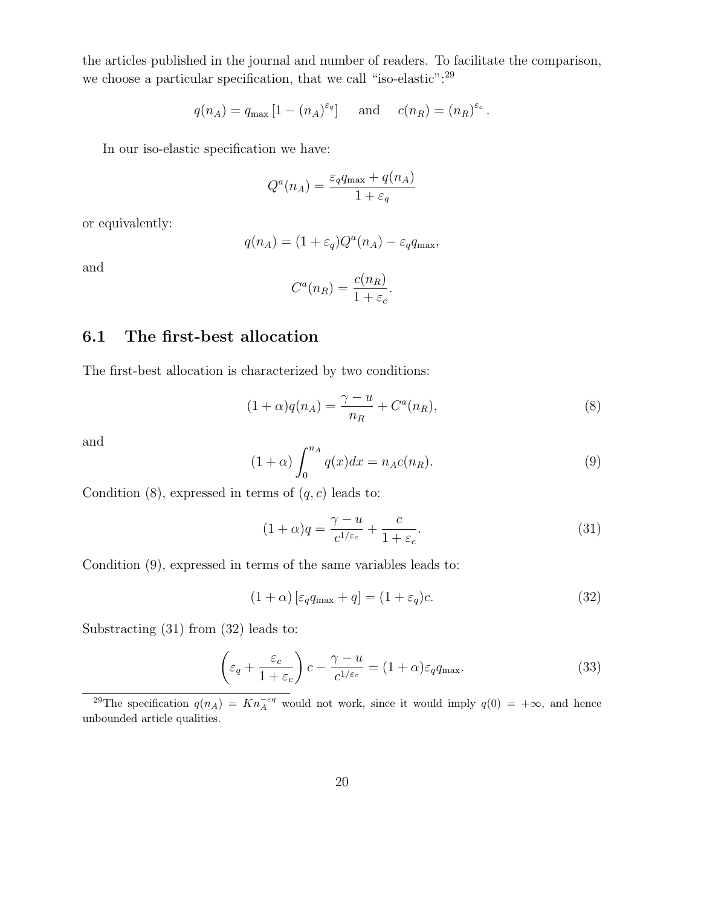the articles published in the journal and number of readers. To facilitate the comparison, we choose a particular specification, that we call "iso-elastic":[29]

$$q(n_A) = q_{\max}\left[1 - (n_A)^{\varepsilon_q}\right] \quad \text{and} \quad c(n_R) = (n_R)^{\varepsilon_c}.$$

In our iso-elastic specification we have:

$$Q^a(n_A) = \frac{\varepsilon_q q_{\max} + q(n_A)}{1 + \varepsilon_q}$$

or equivalently:

$$q(n_A) = (1 + \varepsilon_q) Q^a(n_A) - \varepsilon_q q_{\max},$$

and

$$C^a(n_R) = \frac{c(n_R)}{1 + \varepsilon_c}.$$

## 6.1 The first-best allocation

The first-best allocation is characterized by two conditions:

$$(1 + \alpha) q(n_A) = \frac{\gamma - u}{n_R} + C^a(n_R), \tag{8}$$

and

$$(1 + \alpha) \int_0^{n_A} q(x) dx = n_A c(n_R). \tag{9}$$

Condition (8), expressed in terms of $(q, c)$ leads to:

$$(1 + \alpha) q = \frac{\gamma - u}{c^{1/\varepsilon_c}} + \frac{c}{1 + \varepsilon_c}. \tag{31}$$

Condition (9), expressed in terms of the same variables leads to:

$$(1 + \alpha)\left[\varepsilon_q q_{\max} + q\right] = (1 + \varepsilon_q) c. \tag{32}$$

Substracting (31) from (32) leads to:

$$\left(\varepsilon_q + \frac{\varepsilon_c}{1 + \varepsilon_c}\right) c - \frac{\gamma - u}{c^{1/\varepsilon_c}} = (1 + \alpha) \varepsilon_q q_{\max}. \tag{33}$$

[29] The specification $q(n_A) = K n_A^{-\varepsilon q}$ would not work, since it would imply $q(0) = +\infty$, and hence unbounded article qualities.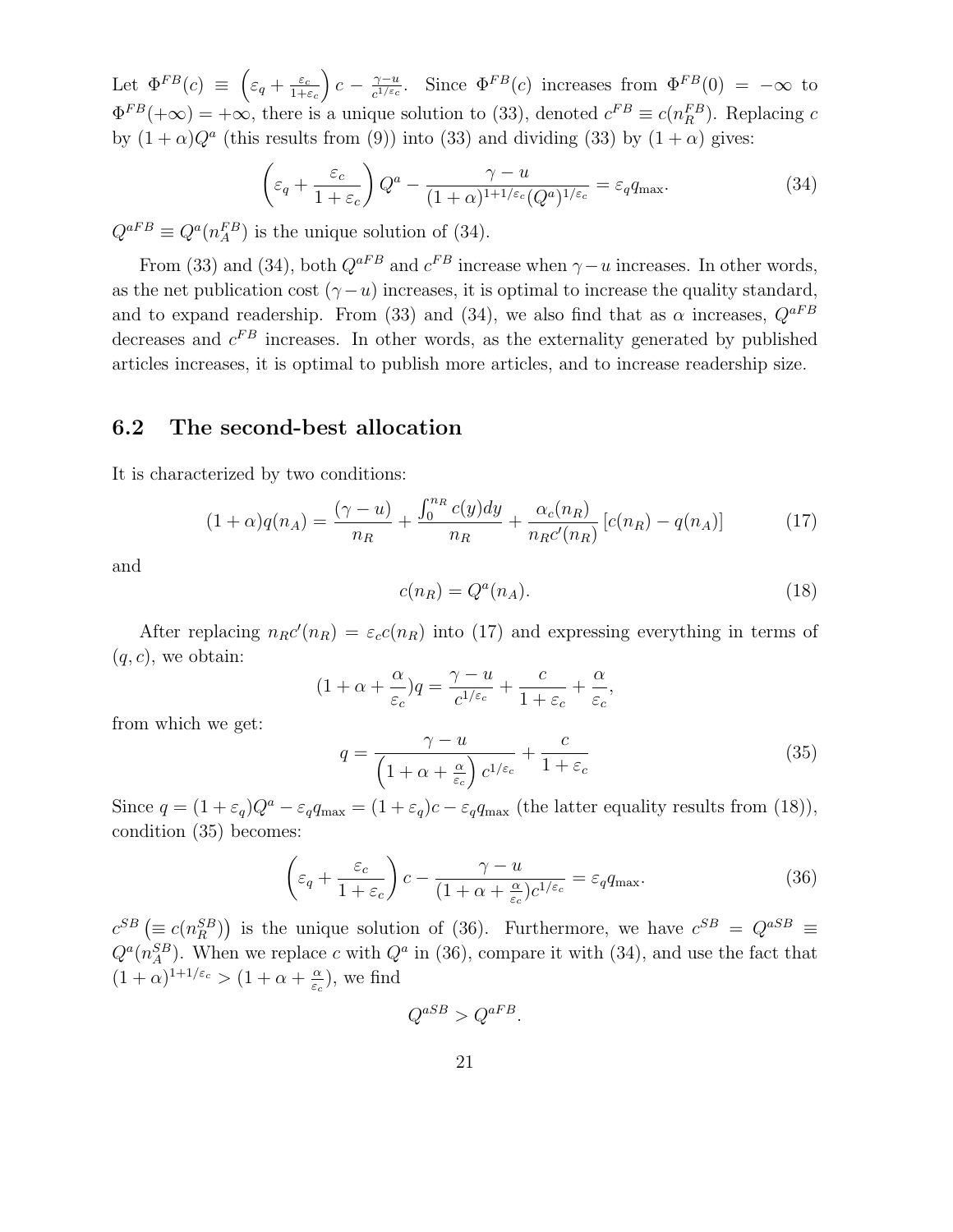Let $\Phi^{FB}(c) \equiv \left(\varepsilon_q + \frac{\varepsilon_c}{1+\varepsilon_c}\right)c - \frac{\gamma - u}{c^{1/\varepsilon_c}}$. Since $\Phi^{FB}(c)$ increases from $\Phi^{FB}(0) = -\infty$ to $\Phi^{FB}(+\infty) = +\infty$, there is a unique solution to (33), denoted $c^{FB} \equiv c(n_R^{FB})$. Replacing $c$ by $(1+\alpha)Q^a$ (this results from (9)) into (33) and dividing (33) by $(1+\alpha)$ gives:

$$\left(\varepsilon_q + \frac{\varepsilon_c}{1+\varepsilon_c}\right)Q^a - \frac{\gamma - u}{(1+\alpha)^{1+1/\varepsilon_c}(Q^a)^{1/\varepsilon_c}} = \varepsilon_q q_{\max}. \tag{34}$$

$Q^{aFB} \equiv Q^a(n_A^{FB})$ is the unique solution of (34).

From (33) and (34), both $Q^{aFB}$ and $c^{FB}$ increase when $\gamma - u$ increases. In other words, as the net publication cost $(\gamma - u)$ increases, it is optimal to increase the quality standard, and to expand readership. From (33) and (34), we also find that as $\alpha$ increases, $Q^{aFB}$ decreases and $c^{FB}$ increases. In other words, as the externality generated by published articles increases, it is optimal to publish more articles, and to increase readership size.

## 6.2 The second-best allocation

It is characterized by two conditions:

$$(1+\alpha)q(n_A) = \frac{(\gamma - u)}{n_R} + \frac{\int_0^{n_R} c(y)dy}{n_R} + \frac{\alpha_c(n_R)}{n_R c'(n_R)}\left[c(n_R) - q(n_A)\right] \tag{17}$$

and

$$c(n_R) = Q^a(n_A). \tag{18}$$

After replacing $n_R c'(n_R) = \varepsilon_c c(n_R)$ into (17) and expressing everything in terms of $(q, c)$, we obtain:

$$(1 + \alpha + \frac{\alpha}{\varepsilon_c})q = \frac{\gamma - u}{c^{1/\varepsilon_c}} + \frac{c}{1+\varepsilon_c} + \frac{\alpha}{\varepsilon_c},$$

from which we get:

$$q = \frac{\gamma - u}{\left(1 + \alpha + \frac{\alpha}{\varepsilon_c}\right)c^{1/\varepsilon_c}} + \frac{c}{1+\varepsilon_c} \tag{35}$$

Since $q = (1+\varepsilon_q)Q^a - \varepsilon_q q_{\max} = (1+\varepsilon_q)c - \varepsilon_q q_{\max}$ (the latter equality results from (18)), condition (35) becomes:

$$\left(\varepsilon_q + \frac{\varepsilon_c}{1+\varepsilon_c}\right)c - \frac{\gamma - u}{(1 + \alpha + \frac{\alpha}{\varepsilon_c})c^{1/\varepsilon_c}} = \varepsilon_q q_{\max}. \tag{36}$$

$c^{SB} \left(\equiv c(n_R^{SB})\right)$ is the unique solution of (36). Furthermore, we have $c^{SB} = Q^{aSB} \equiv Q^a(n_A^{SB})$. When we replace $c$ with $Q^a$ in (36), compare it with (34), and use the fact that $(1+\alpha)^{1+1/\varepsilon_c} > (1 + \alpha + \frac{\alpha}{\varepsilon_c})$, we find

$$Q^{aSB} > Q^{aFB}.$$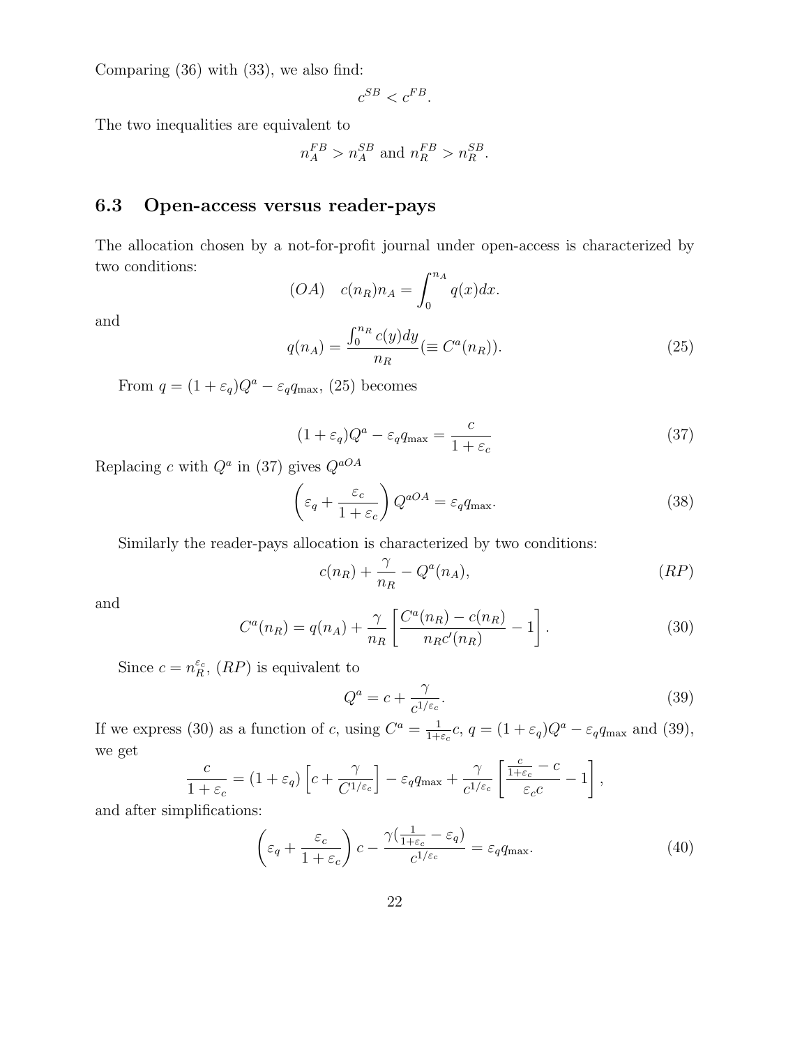Comparing (36) with (33), we also find:

$$c^{SB} < c^{FB}.$$

The two inequalities are equivalent to

$$n_A^{FB} > n_A^{SB} \text{ and } n_R^{FB} > n_R^{SB}.$$

### 6.3 Open-access versus reader-pays

The allocation chosen by a not-for-profit journal under open-access is characterized by two conditions:

$$(OA) \quad c(n_R)n_A = \int_0^{n_A} q(x)dx.$$

and

$$q(n_A) = \frac{\int_0^{n_R} c(y)dy}{n_R} (\equiv C^a(n_R)). \tag{25}$$

From $q = (1+\varepsilon_q)Q^a - \varepsilon_q q_{\max}$, (25) becomes

$$(1+\varepsilon_q)Q^a - \varepsilon_q q_{\max} = \frac{c}{1+\varepsilon_c} \tag{37}$$

Replacing $c$ with $Q^a$ in (37) gives $Q^{aOA}$

$$\left(\varepsilon_q + \frac{\varepsilon_c}{1+\varepsilon_c}\right) Q^{aOA} = \varepsilon_q q_{\max}. \tag{38}$$

Similarly the reader-pays allocation is characterized by two conditions:

$$c(n_R) + \frac{\gamma}{n_R} - Q^a(n_A), \tag{RP}$$

and

$$C^a(n_R) = q(n_A) + \frac{\gamma}{n_R}\left[\frac{C^a(n_R) - c(n_R)}{n_R c'(n_R)} - 1\right]. \tag{30}$$

Since $c = n_R^{\varepsilon_c}$, $(RP)$ is equivalent to

$$Q^a = c + \frac{\gamma}{c^{1/\varepsilon_c}}. \tag{39}$$

If we express (30) as a function of $c$, using $C^a = \frac{1}{1+\varepsilon_c}c$, $q = (1+\varepsilon_q)Q^a - \varepsilon_q q_{\max}$ and (39), we get

$$\frac{c}{1+\varepsilon_c} = (1+\varepsilon_q)\left[c + \frac{\gamma}{C^{1/\varepsilon_c}}\right] - \varepsilon_q q_{\max} + \frac{\gamma}{c^{1/\varepsilon_c}}\left[\frac{\frac{c}{1+\varepsilon_c} - c}{\varepsilon_c c} - 1\right],$$

and after simplifications:

$$\left(\varepsilon_q + \frac{\varepsilon_c}{1+\varepsilon_c}\right)c - \frac{\gamma\left(\frac{1}{1+\varepsilon_c} - \varepsilon_q\right)}{c^{1/\varepsilon_c}} = \varepsilon_q q_{\max}. \tag{40}$$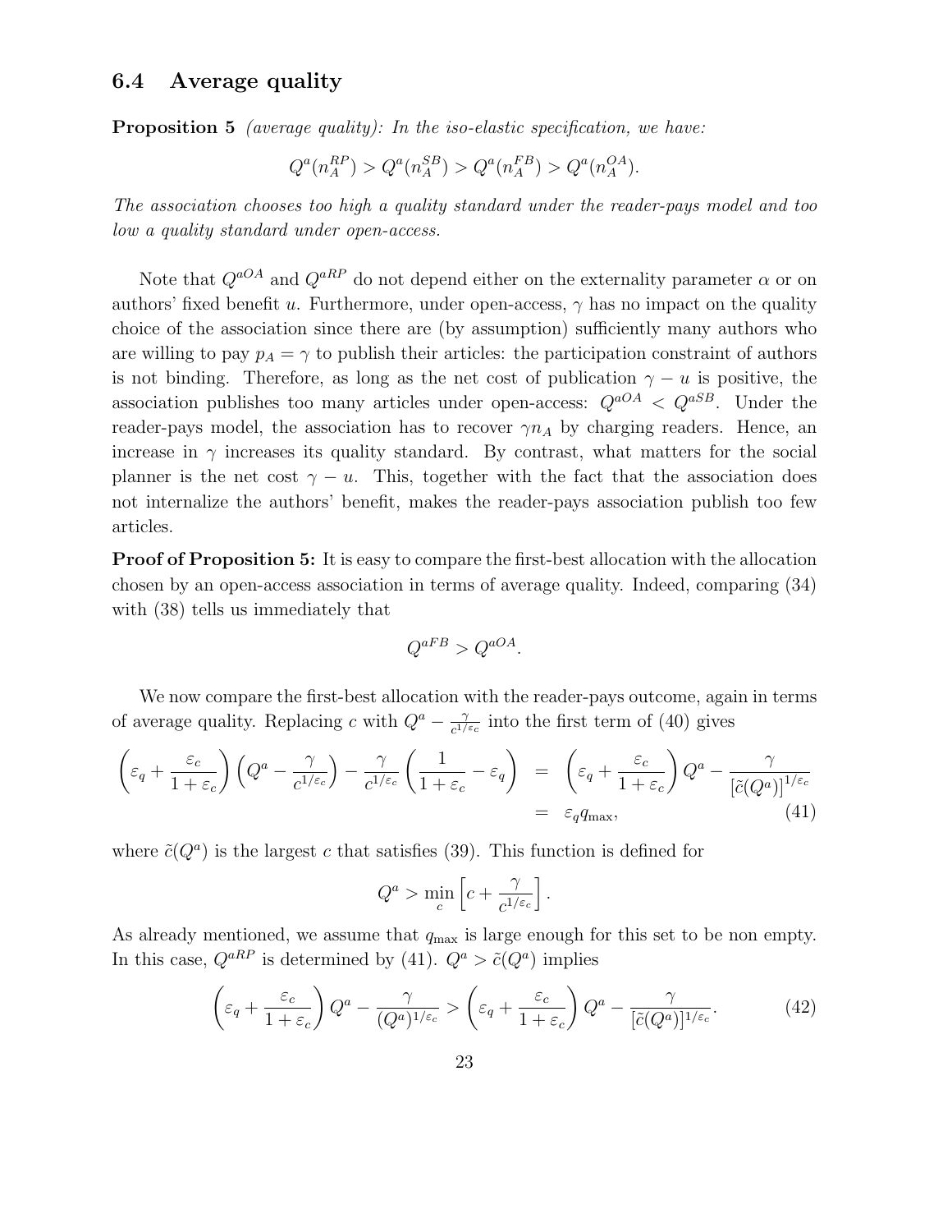### 6.4 Average quality

**Proposition 5** *(average quality): In the iso-elastic specification, we have:*

$$Q^a(n_A^{RP}) > Q^a(n_A^{SB}) > Q^a(n_A^{FB}) > Q^a(n_A^{OA}).$$

*The association chooses too high a quality standard under the reader-pays model and too low a quality standard under open-access.*

Note that $Q^{aOA}$ and $Q^{aRP}$ do not depend either on the externality parameter $\alpha$ or on authors' fixed benefit $u$. Furthermore, under open-access, $\gamma$ has no impact on the quality choice of the association since there are (by assumption) sufficiently many authors who are willing to pay $p_A = \gamma$ to publish their articles: the participation constraint of authors is not binding. Therefore, as long as the net cost of publication $\gamma - u$ is positive, the association publishes too many articles under open-access: $Q^{aOA} < Q^{aSB}$. Under the reader-pays model, the association has to recover $\gamma n_A$ by charging readers. Hence, an increase in $\gamma$ increases its quality standard. By contrast, what matters for the social planner is the net cost $\gamma - u$. This, together with the fact that the association does not internalize the authors' benefit, makes the reader-pays association publish too few articles.

**Proof of Proposition 5:** It is easy to compare the first-best allocation with the allocation chosen by an open-access association in terms of average quality. Indeed, comparing (34) with (38) tells us immediately that

$$Q^{aFB} > Q^{aOA}.$$

We now compare the first-best allocation with the reader-pays outcome, again in terms of average quality. Replacing $c$ with $Q^a - \frac{\gamma}{c^{1/\varepsilon_c}}$ into the first term of (40) gives

$$\begin{aligned}\left(\varepsilon_q + \frac{\varepsilon_c}{1+\varepsilon_c}\right)\left(Q^a - \frac{\gamma}{c^{1/\varepsilon_c}}\right) - \frac{\gamma}{c^{1/\varepsilon_c}}\left(\frac{1}{1+\varepsilon_c} - \varepsilon_q\right) &= \left(\varepsilon_q + \frac{\varepsilon_c}{1+\varepsilon_c}\right)Q^a - \frac{\gamma}{[\tilde{c}(Q^a)]^{1/\varepsilon_c}} \\ &= \varepsilon_q q_{\max}, \qquad (41)\end{aligned}$$

where $\tilde{c}(Q^a)$ is the largest $c$ that satisfies (39). This function is defined for

$$Q^a > \min_c \left[c + \frac{\gamma}{c^{1/\varepsilon_c}}\right].$$

As already mentioned, we assume that $q_{\max}$ is large enough for this set to be non empty. In this case, $Q^{aRP}$ is determined by (41). $Q^a > \tilde{c}(Q^a)$ implies

$$\left(\varepsilon_q + \frac{\varepsilon_c}{1+\varepsilon_c}\right)Q^a - \frac{\gamma}{(Q^a)^{1/\varepsilon_c}} > \left(\varepsilon_q + \frac{\varepsilon_c}{1+\varepsilon_c}\right)Q^a - \frac{\gamma}{[\tilde{c}(Q^a)]^{1/\varepsilon_c}}. \qquad (42)$$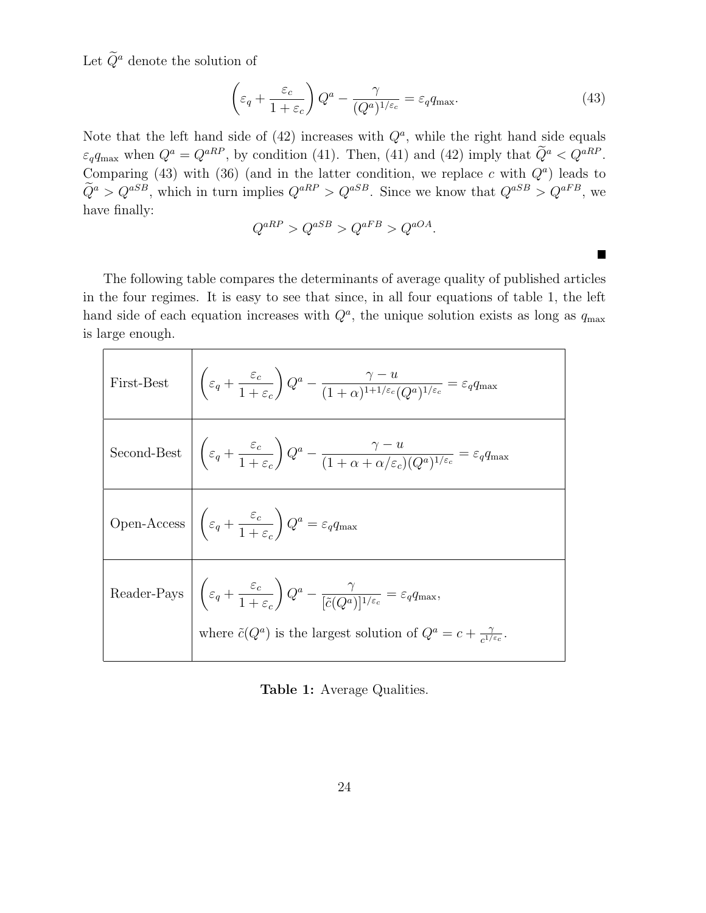Let $\widetilde{Q}^a$ denote the solution of

$$\left(\varepsilon_q + \frac{\varepsilon_c}{1+\varepsilon_c}\right) Q^a - \frac{\gamma}{(Q^a)^{1/\varepsilon_c}} = \varepsilon_q q_{\max}. \tag{43}$$

Note that the left hand side of (42) increases with $Q^a$, while the right hand side equals $\varepsilon_q q_{\max}$ when $Q^a = Q^{aRP}$, by condition (41). Then, (41) and (42) imply that $\widetilde{Q}^a < Q^{aRP}$. Comparing (43) with (36) (and in the latter condition, we replace $c$ with $Q^a$) leads to $\widetilde{Q}^a > Q^{aSB}$, which in turn implies $Q^{aRP} > Q^{aSB}$. Since we know that $Q^{aSB} > Q^{aFB}$, we have finally:

$$Q^{aRP} > Q^{aSB} > Q^{aFB} > Q^{aOA}.$$

■

The following table compares the determinants of average quality of published articles in the four regimes. It is easy to see that since, in all four equations of table 1, the left hand side of each equation increases with $Q^a$, the unique solution exists as long as $q_{\max}$ is large enough.

| | |
|---|---|
| First-Best | $\left(\varepsilon_q + \frac{\varepsilon_c}{1+\varepsilon_c}\right) Q^a - \frac{\gamma - u}{(1+\alpha)^{1+1/\varepsilon_c}(Q^a)^{1/\varepsilon_c}} = \varepsilon_q q_{\max}$ |
| Second-Best | $\left(\varepsilon_q + \frac{\varepsilon_c}{1+\varepsilon_c}\right) Q^a - \frac{\gamma - u}{(1+\alpha+\alpha/\varepsilon_c)(Q^a)^{1/\varepsilon_c}} = \varepsilon_q q_{\max}$ |
| Open-Access | $\left(\varepsilon_q + \frac{\varepsilon_c}{1+\varepsilon_c}\right) Q^a = \varepsilon_q q_{\max}$ |
| Reader-Pays | $\left(\varepsilon_q + \frac{\varepsilon_c}{1+\varepsilon_c}\right) Q^a - \frac{\gamma}{[\tilde{c}(Q^a)]^{1/\varepsilon_c}} = \varepsilon_q q_{\max}$, where $\tilde{c}(Q^a)$ is the largest solution of $Q^a = c + \frac{\gamma}{c^{1/\varepsilon_c}}$. |

**Table 1:** Average Qualities.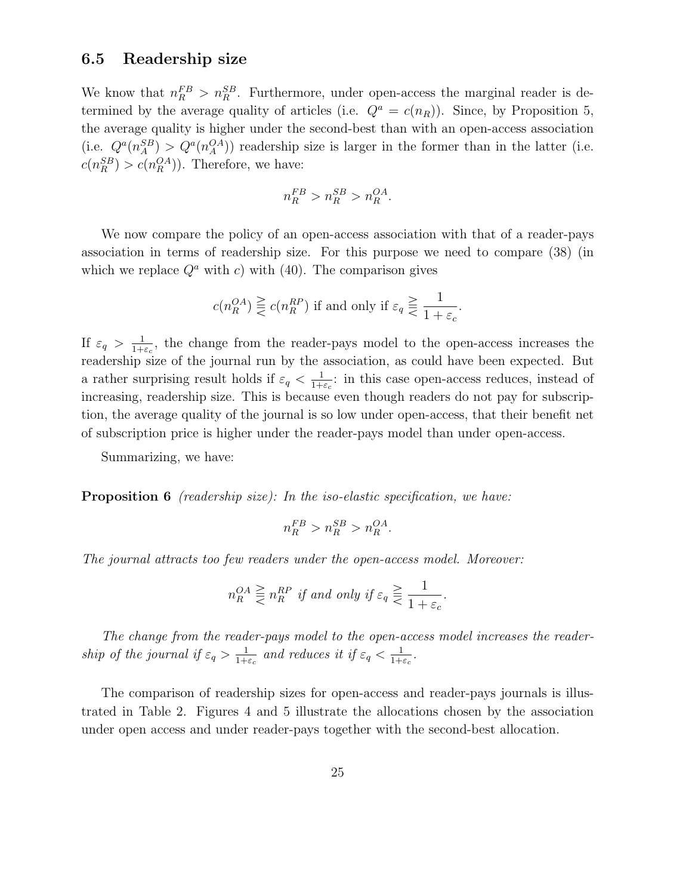### 6.5 Readership size

We know that $n_R^{FB} > n_R^{SB}$. Furthermore, under open-access the marginal reader is determined by the average quality of articles (i.e. $Q^a = c(n_R)$). Since, by Proposition 5, the average quality is higher under the second-best than with an open-access association (i.e. $Q^a(n_A^{SB}) > Q^a(n_A^{OA})$) readership size is larger in the former than in the latter (i.e. $c(n_R^{SB}) > c(n_R^{OA})$). Therefore, we have:

$$n_R^{FB} > n_R^{SB} > n_R^{OA}.$$

We now compare the policy of an open-access association with that of a reader-pays association in terms of readership size. For this purpose we need to compare (38) (in which we replace $Q^a$ with $c$) with (40). The comparison gives

$$c(n_R^{OA}) \gtreqless c(n_R^{RP}) \text{ if and only if } \varepsilon_q \gtreqless \frac{1}{1+\varepsilon_c}.$$

If $\varepsilon_q > \frac{1}{1+\varepsilon_c}$, the change from the reader-pays model to the open-access increases the readership size of the journal run by the association, as could have been expected. But a rather surprising result holds if $\varepsilon_q < \frac{1}{1+\varepsilon_c}$: in this case open-access reduces, instead of increasing, readership size. This is because even though readers do not pay for subscription, the average quality of the journal is so low under open-access, that their benefit net of subscription price is higher under the reader-pays model than under open-access.

Summarizing, we have:

**Proposition 6** *(readership size): In the iso-elastic specification, we have:*

$$n_R^{FB} > n_R^{SB} > n_R^{OA}.$$

*The journal attracts too few readers under the open-access model. Moreover:*

$$n_R^{OA} \gtreqless n_R^{RP} \text{ if and only if } \varepsilon_q \gtreqless \frac{1}{1+\varepsilon_c}.$$

*The change from the reader-pays model to the open-access model increases the readership of the journal if $\varepsilon_q > \frac{1}{1+\varepsilon_c}$ and reduces it if $\varepsilon_q < \frac{1}{1+\varepsilon_c}$.*

The comparison of readership sizes for open-access and reader-pays journals is illustrated in Table 2. Figures 4 and 5 illustrate the allocations chosen by the association under open access and under reader-pays together with the second-best allocation.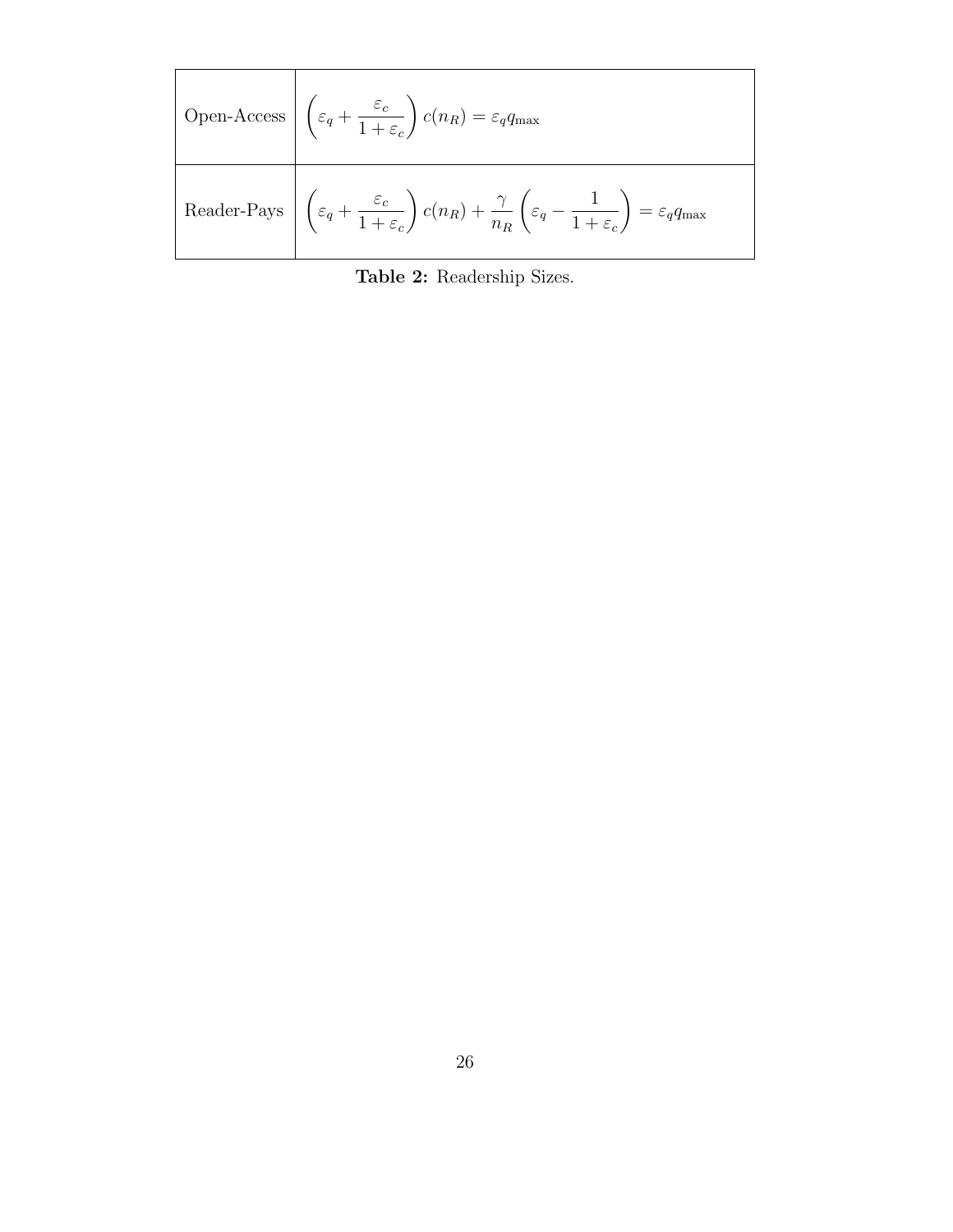| | |
|---|---|
| Open-Access | $\left(\varepsilon_q + \frac{\varepsilon_c}{1+\varepsilon_c}\right) c(n_R) = \varepsilon_q q_{\max}$ |
| Reader-Pays | $\left(\varepsilon_q + \frac{\varepsilon_c}{1+\varepsilon_c}\right) c(n_R) + \frac{\gamma}{n_R}\left(\varepsilon_q - \frac{1}{1+\varepsilon_c}\right) = \varepsilon_q q_{\max}$ |

**Table 2:** Readership Sizes.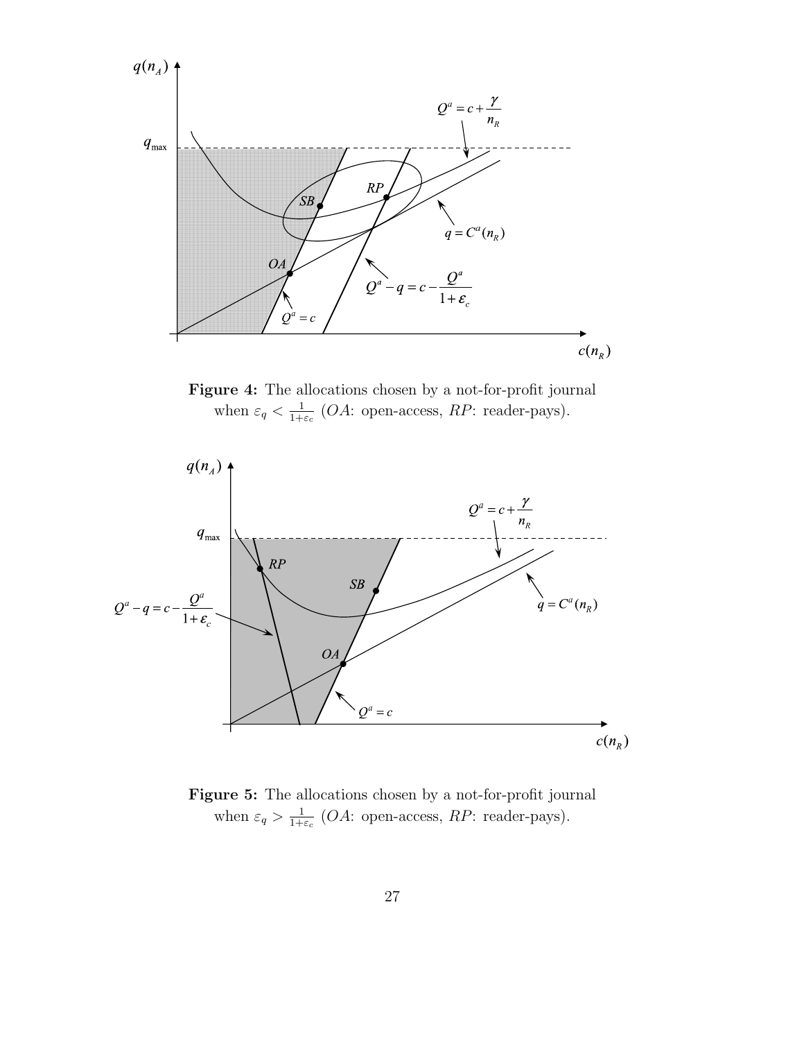**Figure 4:** The allocations chosen by a not-for-profit journal when $\varepsilon_q < \frac{1}{1+\varepsilon_c}$ ($OA$: open-access, $RP$: reader-pays).

**Figure 5:** The allocations chosen by a not-for-profit journal when $\varepsilon_q > \frac{1}{1+\varepsilon_c}$ ($OA$: open-access, $RP$: reader-pays).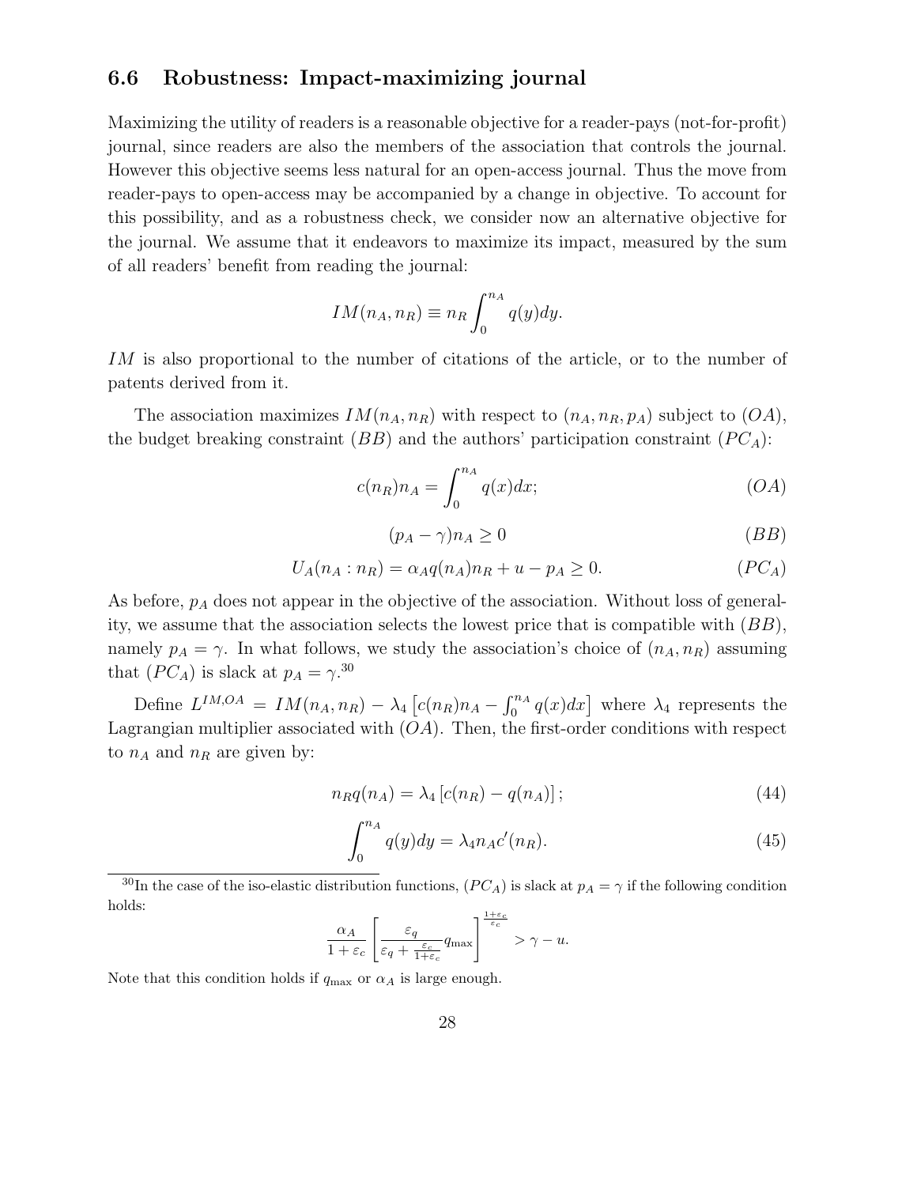### 6.6 Robustness: Impact-maximizing journal

Maximizing the utility of readers is a reasonable objective for a reader-pays (not-for-profit) journal, since readers are also the members of the association that controls the journal. However this objective seems less natural for an open-access journal. Thus the move from reader-pays to open-access may be accompanied by a change in objective. To account for this possibility, and as a robustness check, we consider now an alternative objective for the journal. We assume that it endeavors to maximize its impact, measured by the sum of all readers' benefit from reading the journal:

$$IM(n_A, n_R) \equiv n_R \int_0^{n_A} q(y)dy.$$

$IM$ is also proportional to the number of citations of the article, or to the number of patents derived from it.

The association maximizes $IM(n_A, n_R)$ with respect to $(n_A, n_R, p_A)$ subject to $(OA)$, the budget breaking constraint $(BB)$ and the authors' participation constraint $(PC_A)$:

$$c(n_R)n_A = \int_0^{n_A} q(x)dx; \tag{$OA$}$$

$$(p_A - \gamma)n_A \geq 0 \tag{$BB$}$$

$$U_A(n_A : n_R) = \alpha_A q(n_A)n_R + u - p_A \geq 0. \tag{$PC_A$}$$

As before, $p_A$ does not appear in the objective of the association. Without loss of generality, we assume that the association selects the lowest price that is compatible with $(BB)$, namely $p_A = \gamma$. In what follows, we study the association's choice of $(n_A, n_R)$ assuming that $(PC_A)$ is slack at $p_A = \gamma$.[30]

Define $L^{IM,OA} = IM(n_A, n_R) - \lambda_4 \left[c(n_R)n_A - \int_0^{n_A} q(x)dx\right]$ where $\lambda_4$ represents the Lagrangian multiplier associated with $(OA)$. Then, the first-order conditions with respect to $n_A$ and $n_R$ are given by:

$$n_R q(n_A) = \lambda_4 \left[c(n_R) - q(n_A)\right]; \tag{44}$$

$$\int_0^{n_A} q(y)dy = \lambda_4 n_A c'(n_R). \tag{45}$$

[30] In the case of the iso-elastic distribution functions, $(PC_A)$ is slack at $p_A = \gamma$ if the following condition holds:

$$\frac{\alpha_A}{1+\varepsilon_c}\left[\frac{\varepsilon_q}{\varepsilon_q + \frac{\varepsilon_c}{1+\varepsilon_c}} q_{\max}\right]^{\frac{1+\varepsilon_c}{\varepsilon_c}} > \gamma - u.$$

Note that this condition holds if $q_{\max}$ or $\alpha_A$ is large enough.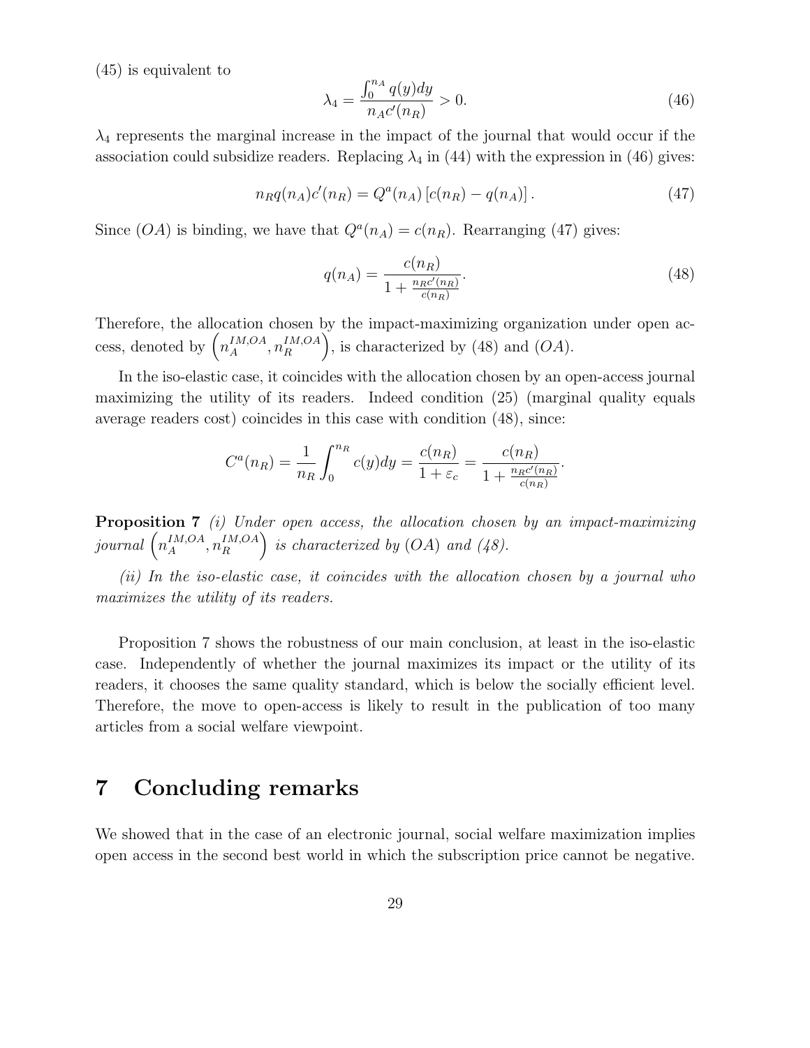(45) is equivalent to

$$\lambda_4 = \frac{\int_0^{n_A} q(y)dy}{n_A c'(n_R)} > 0. \tag{46}$$

$\lambda_4$ represents the marginal increase in the impact of the journal that would occur if the association could subsidize readers. Replacing $\lambda_4$ in (44) with the expression in (46) gives:

$$n_R q(n_A) c'(n_R) = Q^a(n_A) \left[ c(n_R) - q(n_A) \right]. \tag{47}$$

Since $(OA)$ is binding, we have that $Q^a(n_A) = c(n_R)$. Rearranging (47) gives:

$$q(n_A) = \frac{c(n_R)}{1 + \frac{n_R c'(n_R)}{c(n_R)}}. \tag{48}$$

Therefore, the allocation chosen by the impact-maximizing organization under open access, denoted by $\left(n_A^{IM,OA}, n_R^{IM,OA}\right)$, is characterized by (48) and $(OA)$.

In the iso-elastic case, it coincides with the allocation chosen by an open-access journal maximizing the utility of its readers. Indeed condition (25) (marginal quality equals average readers cost) coincides in this case with condition (48), since:

$$C^a(n_R) = \frac{1}{n_R} \int_0^{n_R} c(y)dy = \frac{c(n_R)}{1 + \varepsilon_c} = \frac{c(n_R)}{1 + \frac{n_R c'(n_R)}{c(n_R)}}.$$

**Proposition 7** *(i) Under open access, the allocation chosen by an impact-maximizing journal* $\left(n_A^{IM,OA}, n_R^{IM,OA}\right)$ *is characterized by* $(OA)$ *and (48).*

*(ii) In the iso-elastic case, it coincides with the allocation chosen by a journal who maximizes the utility of its readers.*

Proposition 7 shows the robustness of our main conclusion, at least in the iso-elastic case. Independently of whether the journal maximizes its impact or the utility of its readers, it chooses the same quality standard, which is below the socially efficient level. Therefore, the move to open-access is likely to result in the publication of too many articles from a social welfare viewpoint.

# 7 Concluding remarks

We showed that in the case of an electronic journal, social welfare maximization implies open access in the second best world in which the subscription price cannot be negative.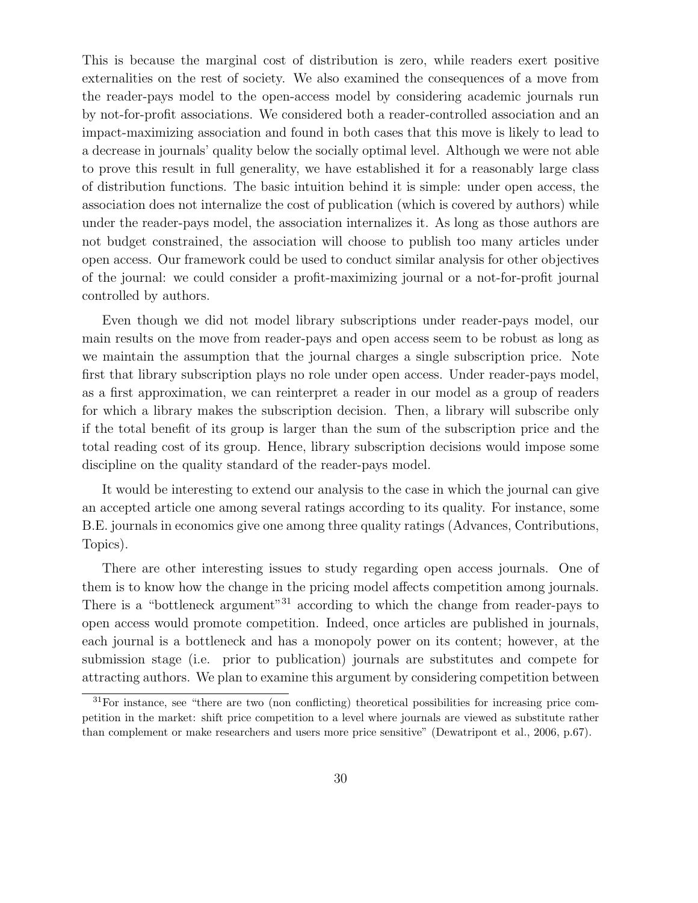This is because the marginal cost of distribution is zero, while readers exert positive externalities on the rest of society. We also examined the consequences of a move from the reader-pays model to the open-access model by considering academic journals run by not-for-profit associations. We considered both a reader-controlled association and an impact-maximizing association and found in both cases that this move is likely to lead to a decrease in journals' quality below the socially optimal level. Although we were not able to prove this result in full generality, we have established it for a reasonably large class of distribution functions. The basic intuition behind it is simple: under open access, the association does not internalize the cost of publication (which is covered by authors) while under the reader-pays model, the association internalizes it. As long as those authors are not budget constrained, the association will choose to publish too many articles under open access. Our framework could be used to conduct similar analysis for other objectives of the journal: we could consider a profit-maximizing journal or a not-for-profit journal controlled by authors.

Even though we did not model library subscriptions under reader-pays model, our main results on the move from reader-pays and open access seem to be robust as long as we maintain the assumption that the journal charges a single subscription price. Note first that library subscription plays no role under open access. Under reader-pays model, as a first approximation, we can reinterpret a reader in our model as a group of readers for which a library makes the subscription decision. Then, a library will subscribe only if the total benefit of its group is larger than the sum of the subscription price and the total reading cost of its group. Hence, library subscription decisions would impose some discipline on the quality standard of the reader-pays model.

It would be interesting to extend our analysis to the case in which the journal can give an accepted article one among several ratings according to its quality. For instance, some B.E. journals in economics give one among three quality ratings (Advances, Contributions, Topics).

There are other interesting issues to study regarding open access journals. One of them is to know how the change in the pricing model affects competition among journals. There is a "bottleneck argument"[31] according to which the change from reader-pays to open access would promote competition. Indeed, once articles are published in journals, each journal is a bottleneck and has a monopoly power on its content; however, at the submission stage (i.e. prior to publication) journals are substitutes and compete for attracting authors. We plan to examine this argument by considering competition between

[31] For instance, see "there are two (non conflicting) theoretical possibilities for increasing price competition in the market: shift price competition to a level where journals are viewed as substitute rather than complement or make researchers and users more price sensitive" (Dewatripont et al., 2006, p.67).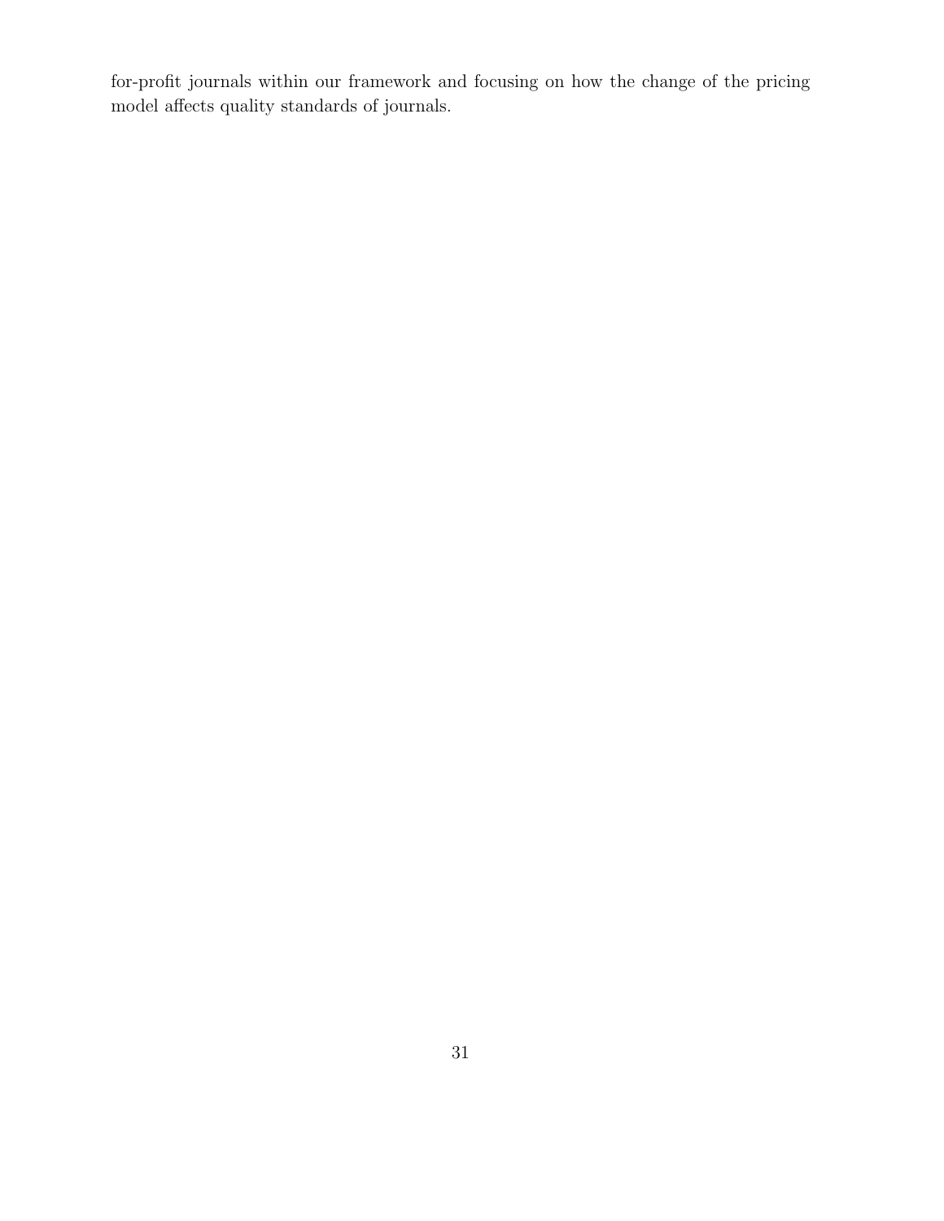for-profit journals within our framework and focusing on how the change of the pricing model affects quality standards of journals.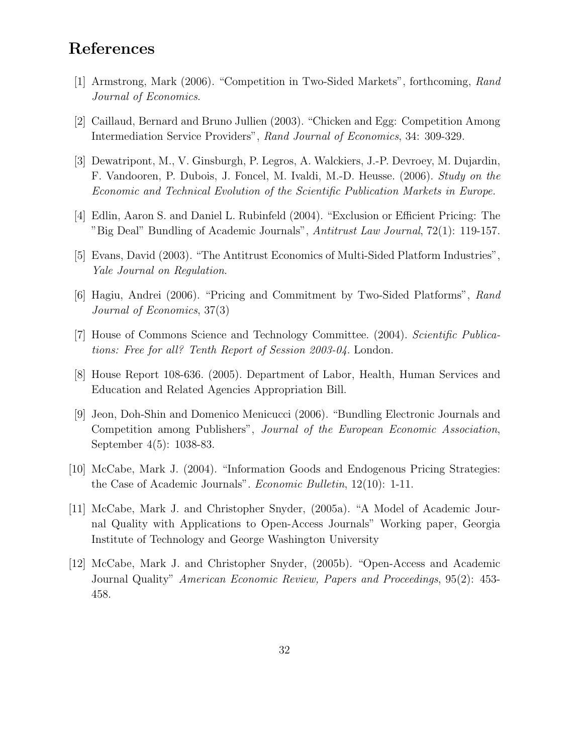## References

[1] Armstrong, Mark (2006). "Competition in Two-Sided Markets", forthcoming, *Rand Journal of Economics*.

[2] Caillaud, Bernard and Bruno Jullien (2003). "Chicken and Egg: Competition Among Intermediation Service Providers", *Rand Journal of Economics*, 34: 309-329.

[3] Dewatripont, M., V. Ginsburgh, P. Legros, A. Walckiers, J.-P. Devroey, M. Dujardin, F. Vandooren, P. Dubois, J. Foncel, M. Ivaldi, M.-D. Heusse. (2006). *Study on the Economic and Technical Evolution of the Scientific Publication Markets in Europe.*

[4] Edlin, Aaron S. and Daniel L. Rubinfeld (2004). "Exclusion or Efficient Pricing: The "Big Deal" Bundling of Academic Journals", *Antitrust Law Journal*, 72(1): 119-157.

[5] Evans, David (2003). "The Antitrust Economics of Multi-Sided Platform Industries", *Yale Journal on Regulation*.

[6] Hagiu, Andrei (2006). "Pricing and Commitment by Two-Sided Platforms", *Rand Journal of Economics*, 37(3)

[7] House of Commons Science and Technology Committee. (2004). *Scientific Publications: Free for all? Tenth Report of Session 2003-04*. London.

[8] House Report 108-636. (2005). Department of Labor, Health, Human Services and Education and Related Agencies Appropriation Bill.

[9] Jeon, Doh-Shin and Domenico Menicucci (2006). "Bundling Electronic Journals and Competition among Publishers", *Journal of the European Economic Association*, September 4(5): 1038-83.

[10] McCabe, Mark J. (2004). "Information Goods and Endogenous Pricing Strategies: the Case of Academic Journals". *Economic Bulletin*, 12(10): 1-11.

[11] McCabe, Mark J. and Christopher Snyder, (2005a). "A Model of Academic Journal Quality with Applications to Open-Access Journals" Working paper, Georgia Institute of Technology and George Washington University

[12] McCabe, Mark J. and Christopher Snyder, (2005b). "Open-Access and Academic Journal Quality" *American Economic Review, Papers and Proceedings*, 95(2): 453-458.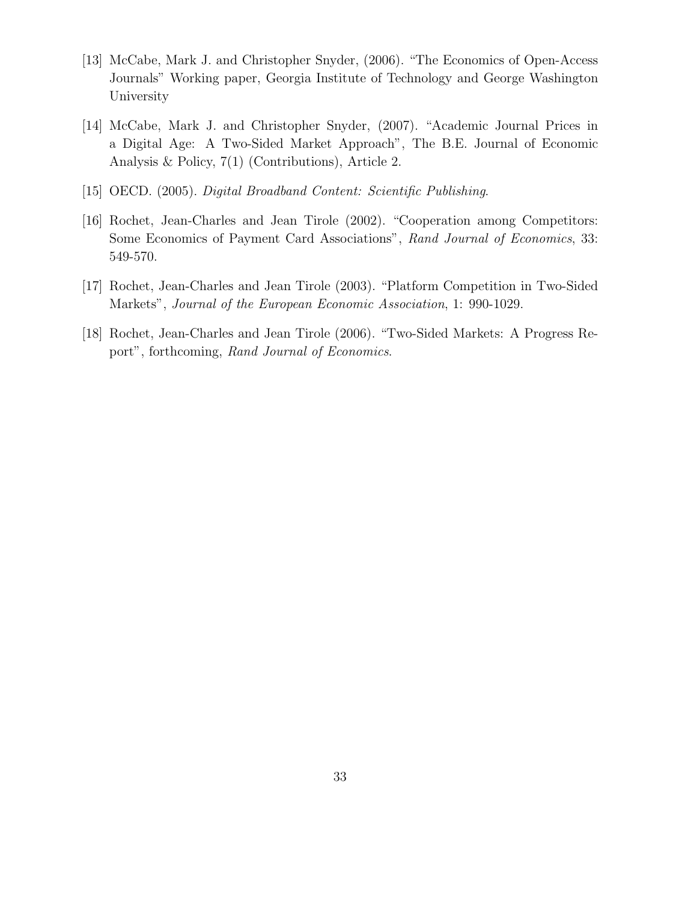[13] McCabe, Mark J. and Christopher Snyder, (2006). "The Economics of Open-Access Journals" Working paper, Georgia Institute of Technology and George Washington University

[14] McCabe, Mark J. and Christopher Snyder, (2007). "Academic Journal Prices in a Digital Age: A Two-Sided Market Approach", The B.E. Journal of Economic Analysis & Policy, 7(1) (Contributions), Article 2.

[15] OECD. (2005). *Digital Broadband Content: Scientific Publishing*.

[16] Rochet, Jean-Charles and Jean Tirole (2002). "Cooperation among Competitors: Some Economics of Payment Card Associations", *Rand Journal of Economics*, 33: 549-570.

[17] Rochet, Jean-Charles and Jean Tirole (2003). "Platform Competition in Two-Sided Markets", *Journal of the European Economic Association*, 1: 990-1029.

[18] Rochet, Jean-Charles and Jean Tirole (2006). "Two-Sided Markets: A Progress Report", forthcoming, *Rand Journal of Economics*.